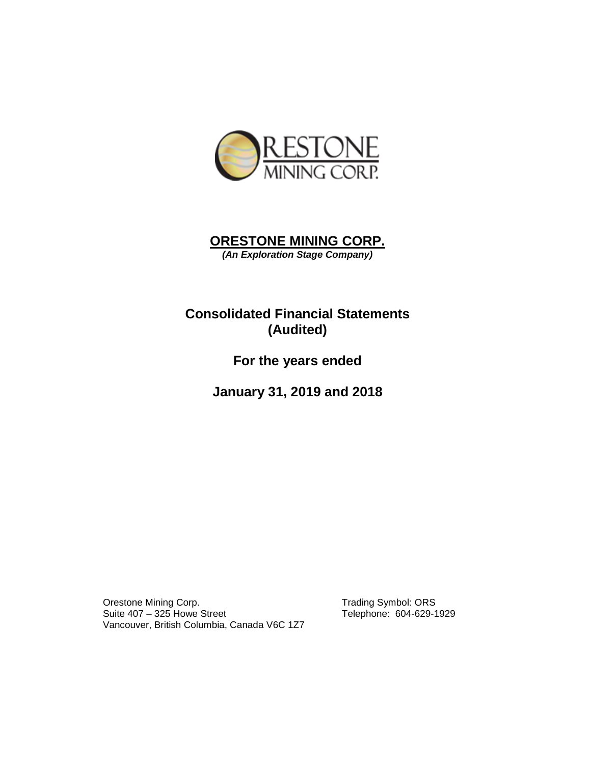# ORESTONE MINING CORP.

***(An Exploration Stage Company)***

## Consolidated Financial Statements (Audited)

## For the years ended

## January 31, 2019 and 2018

Orestone Mining Corp.
Suite 407 – 325 Howe Street
Vancouver, British Columbia, Canada V6C 1Z7

Trading Symbol: ORS
Telephone: 604-629-1929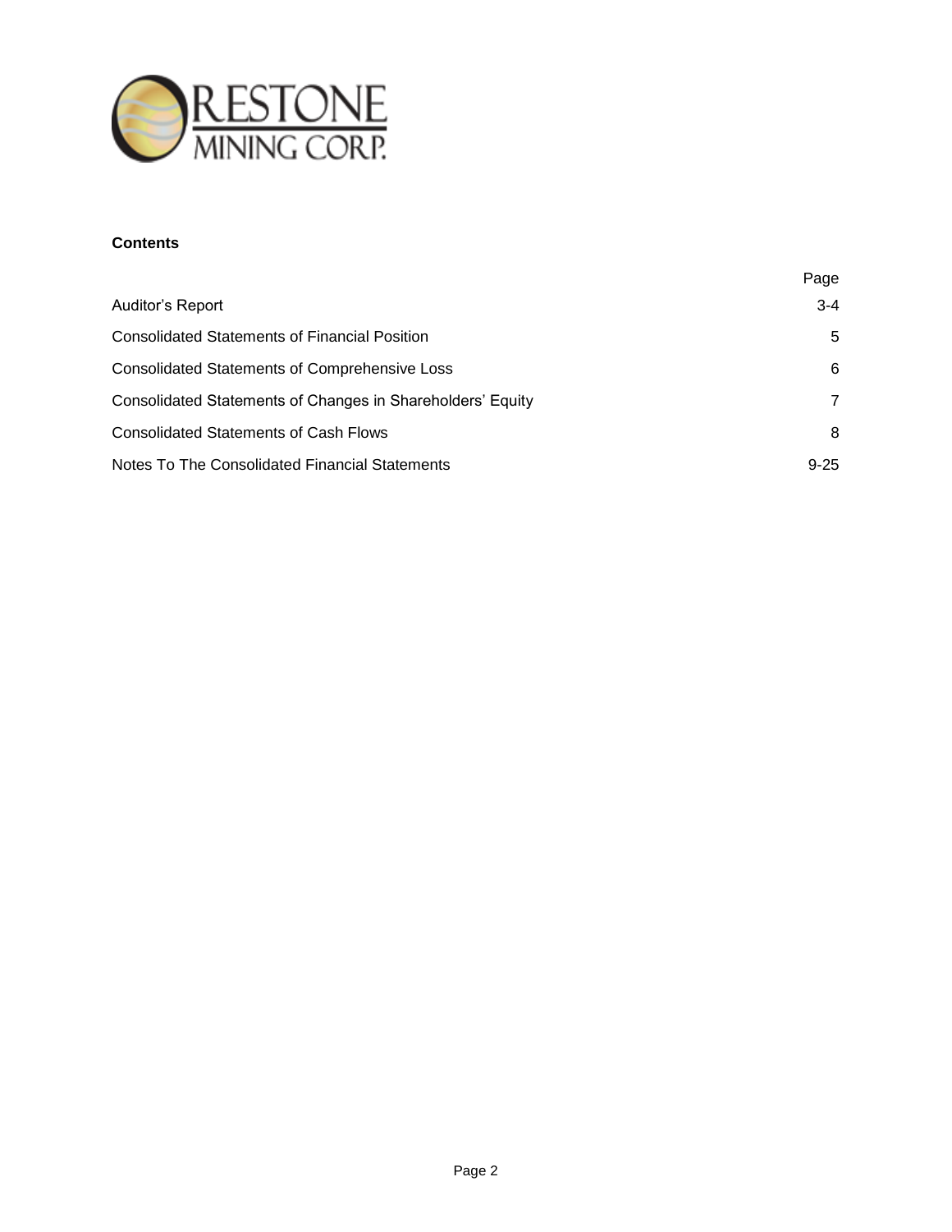**Contents**

| | Page |
|---|---|
| Auditor’s Report | 3-4 |
| Consolidated Statements of Financial Position | 5 |
| Consolidated Statements of Comprehensive Loss | 6 |
| Consolidated Statements of Changes in Shareholders’ Equity | 7 |
| Consolidated Statements of Cash Flows | 8 |
| Notes To The Consolidated Financial Statements | 9-25 |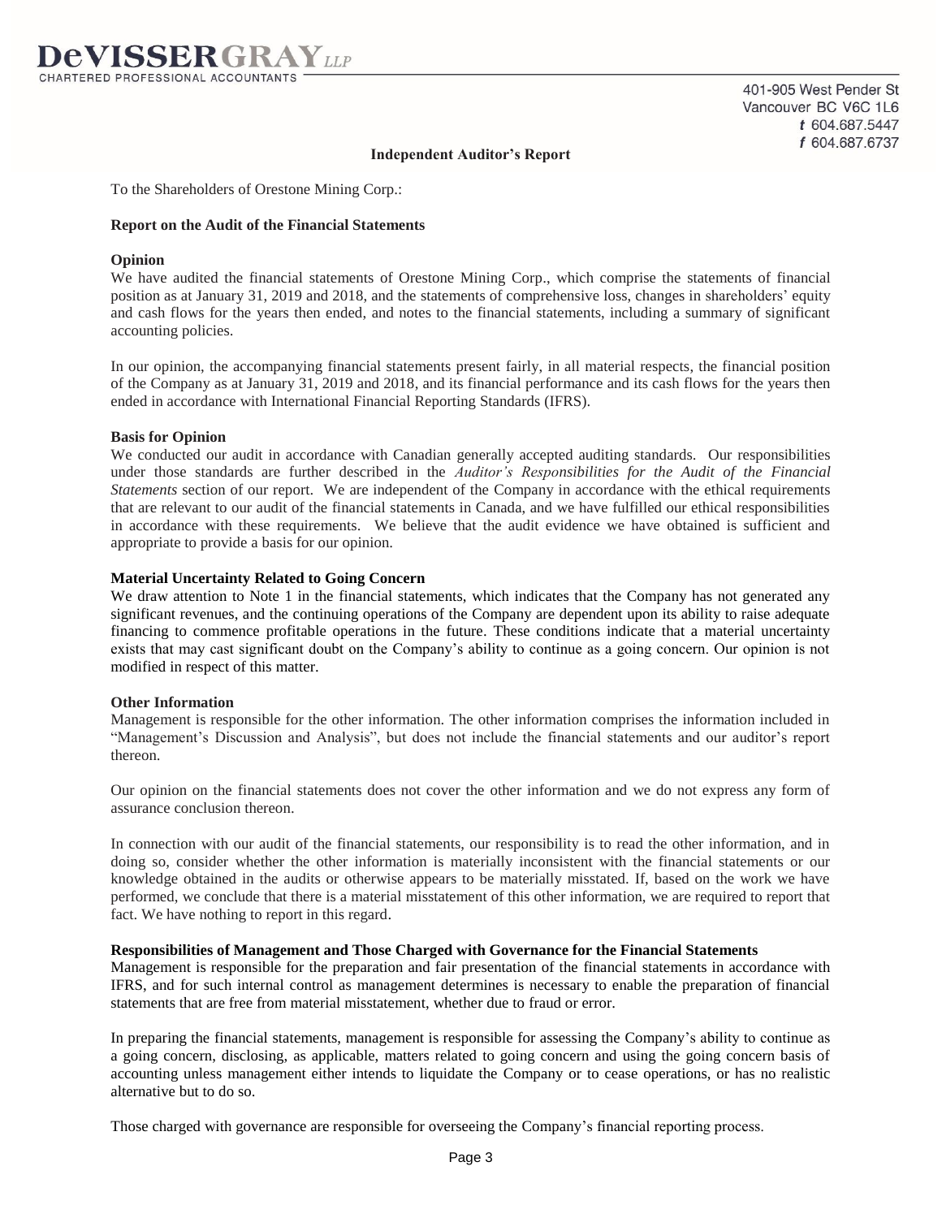**DeVISSERGRAY** *LLP*
CHARTERED PROFESSIONAL ACCOUNTANTS

401-905 West Pender St
Vancouver BC V6C 1L6
*t* 604.687.5447
*f* 604.687.6737

# Independent Auditor's Report

To the Shareholders of Orestone Mining Corp.:

## Report on the Audit of the Financial Statements

### Opinion

We have audited the financial statements of Orestone Mining Corp., which comprise the statements of financial position as at January 31, 2019 and 2018, and the statements of comprehensive loss, changes in shareholders' equity and cash flows for the years then ended, and notes to the financial statements, including a summary of significant accounting policies.

In our opinion, the accompanying financial statements present fairly, in all material respects, the financial position of the Company as at January 31, 2019 and 2018, and its financial performance and its cash flows for the years then ended in accordance with International Financial Reporting Standards (IFRS).

### Basis for Opinion

We conducted our audit in accordance with Canadian generally accepted auditing standards. Our responsibilities under those standards are further described in the *Auditor's Responsibilities for the Audit of the Financial Statements* section of our report. We are independent of the Company in accordance with the ethical requirements that are relevant to our audit of the financial statements in Canada, and we have fulfilled our ethical responsibilities in accordance with these requirements. We believe that the audit evidence we have obtained is sufficient and appropriate to provide a basis for our opinion.

### Material Uncertainty Related to Going Concern

We draw attention to Note 1 in the financial statements, which indicates that the Company has not generated any significant revenues, and the continuing operations of the Company are dependent upon its ability to raise adequate financing to commence profitable operations in the future. These conditions indicate that a material uncertainty exists that may cast significant doubt on the Company's ability to continue as a going concern. Our opinion is not modified in respect of this matter.

### Other Information

Management is responsible for the other information. The other information comprises the information included in "Management's Discussion and Analysis", but does not include the financial statements and our auditor's report thereon.

Our opinion on the financial statements does not cover the other information and we do not express any form of assurance conclusion thereon.

In connection with our audit of the financial statements, our responsibility is to read the other information, and in doing so, consider whether the other information is materially inconsistent with the financial statements or our knowledge obtained in the audits or otherwise appears to be materially misstated. If, based on the work we have performed, we conclude that there is a material misstatement of this other information, we are required to report that fact. We have nothing to report in this regard.

### Responsibilities of Management and Those Charged with Governance for the Financial Statements

Management is responsible for the preparation and fair presentation of the financial statements in accordance with IFRS, and for such internal control as management determines is necessary to enable the preparation of financial statements that are free from material misstatement, whether due to fraud or error.

In preparing the financial statements, management is responsible for assessing the Company's ability to continue as a going concern, disclosing, as applicable, matters related to going concern and using the going concern basis of accounting unless management either intends to liquidate the Company or to cease operations, or has no realistic alternative but to do so.

Those charged with governance are responsible for overseeing the Company's financial reporting process.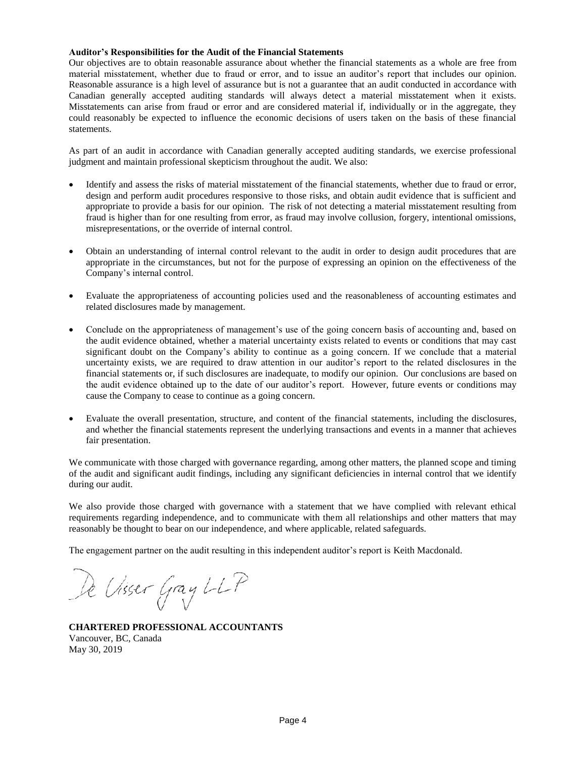**Auditor's Responsibilities for the Audit of the Financial Statements**

Our objectives are to obtain reasonable assurance about whether the financial statements as a whole are free from material misstatement, whether due to fraud or error, and to issue an auditor's report that includes our opinion. Reasonable assurance is a high level of assurance but is not a guarantee that an audit conducted in accordance with Canadian generally accepted auditing standards will always detect a material misstatement when it exists. Misstatements can arise from fraud or error and are considered material if, individually or in the aggregate, they could reasonably be expected to influence the economic decisions of users taken on the basis of these financial statements.

As part of an audit in accordance with Canadian generally accepted auditing standards, we exercise professional judgment and maintain professional skepticism throughout the audit. We also:

- Identify and assess the risks of material misstatement of the financial statements, whether due to fraud or error, design and perform audit procedures responsive to those risks, and obtain audit evidence that is sufficient and appropriate to provide a basis for our opinion. The risk of not detecting a material misstatement resulting from fraud is higher than for one resulting from error, as fraud may involve collusion, forgery, intentional omissions, misrepresentations, or the override of internal control.

- Obtain an understanding of internal control relevant to the audit in order to design audit procedures that are appropriate in the circumstances, but not for the purpose of expressing an opinion on the effectiveness of the Company's internal control.

- Evaluate the appropriateness of accounting policies used and the reasonableness of accounting estimates and related disclosures made by management.

- Conclude on the appropriateness of management's use of the going concern basis of accounting and, based on the audit evidence obtained, whether a material uncertainty exists related to events or conditions that may cast significant doubt on the Company's ability to continue as a going concern. If we conclude that a material uncertainty exists, we are required to draw attention in our auditor's report to the related disclosures in the financial statements or, if such disclosures are inadequate, to modify our opinion. Our conclusions are based on the audit evidence obtained up to the date of our auditor's report. However, future events or conditions may cause the Company to cease to continue as a going concern.

- Evaluate the overall presentation, structure, and content of the financial statements, including the disclosures, and whether the financial statements represent the underlying transactions and events in a manner that achieves fair presentation.

We communicate with those charged with governance regarding, among other matters, the planned scope and timing of the audit and significant audit findings, including any significant deficiencies in internal control that we identify during our audit.

We also provide those charged with governance with a statement that we have complied with relevant ethical requirements regarding independence, and to communicate with them all relationships and other matters that may reasonably be thought to bear on our independence, and where applicable, related safeguards.

The engagement partner on the audit resulting in this independent auditor's report is Keith Macdonald.

De Visser Gray LLP

**CHARTERED PROFESSIONAL ACCOUNTANTS**
Vancouver, BC, Canada
May 30, 2019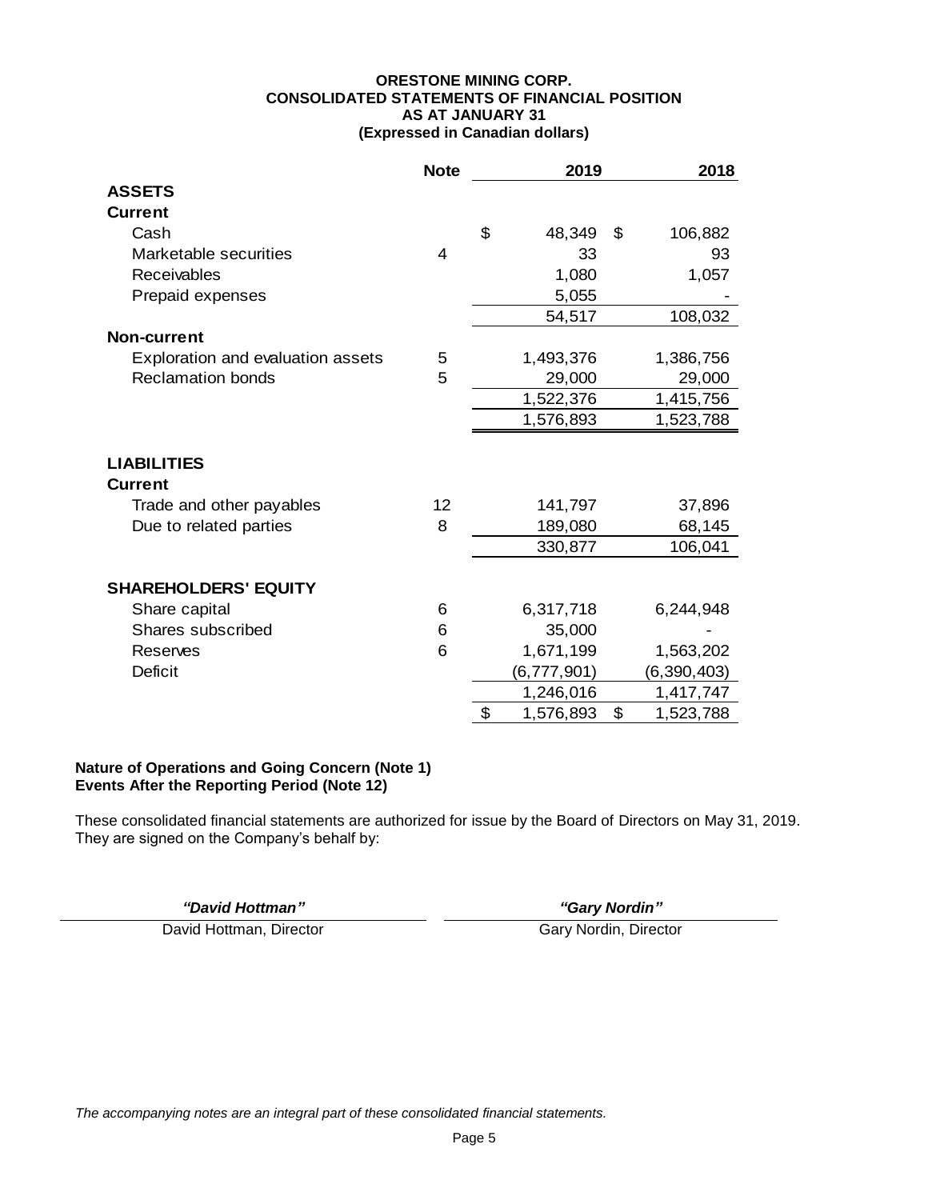**ORESTONE MINING CORP.**
**CONSOLIDATED STATEMENTS OF FINANCIAL POSITION**
**AS AT JANUARY 31**
**(Expressed in Canadian dollars)**

| | Note | 2019 | 2018 |
|---|---|---|---|
| **ASSETS** | | | |
| **Current** | | | |
| Cash | | $ 48,349 | $ 106,882 |
| Marketable securities | 4 | 33 | 93 |
| Receivables | | 1,080 | 1,057 |
| Prepaid expenses | | 5,055 | - |
| | | 54,517 | 108,032 |
| **Non-current** | | | |
| Exploration and evaluation assets | 5 | 1,493,376 | 1,386,756 |
| Reclamation bonds | 5 | 29,000 | 29,000 |
| | | 1,522,376 | 1,415,756 |
| | | 1,576,893 | 1,523,788 |
| **LIABILITIES** | | | |
| **Current** | | | |
| Trade and other payables | 12 | 141,797 | 37,896 |
| Due to related parties | 8 | 189,080 | 68,145 |
| | | 330,877 | 106,041 |
| **SHAREHOLDERS' EQUITY** | | | |
| Share capital | 6 | 6,317,718 | 6,244,948 |
| Shares subscribed | 6 | 35,000 | - |
| Reserves | 6 | 1,671,199 | 1,563,202 |
| Deficit | | (6,777,901) | (6,390,403) |
| | | 1,246,016 | 1,417,747 |
| | | $ 1,576,893 | $ 1,523,788 |

**Nature of Operations and Going Concern (Note 1)**
**Events After the Reporting Period (Note 12)**

These consolidated financial statements are authorized for issue by the Board of Directors on May 31, 2019. They are signed on the Company's behalf by:

| *"David Hottman"* | *"Gary Nordin"* |
|---|---|
| David Hottman, Director | Gary Nordin, Director |

*The accompanying notes are an integral part of these consolidated financial statements.*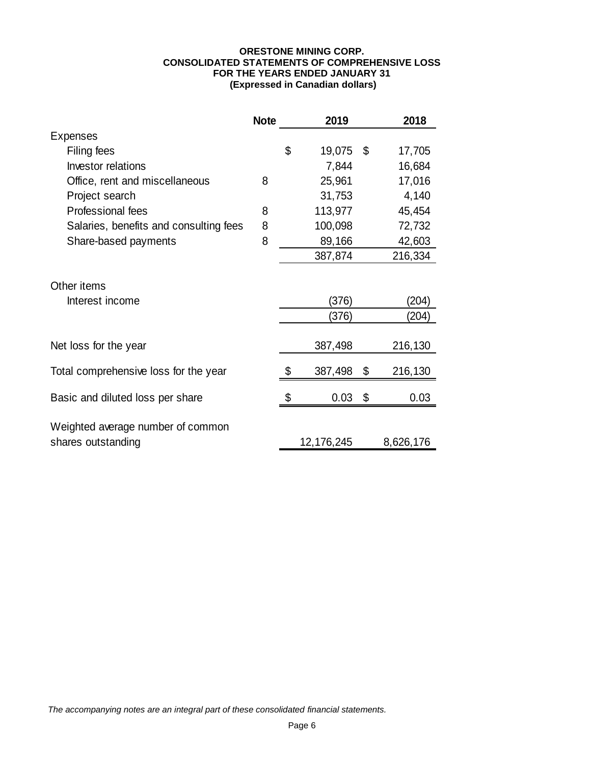**ORESTONE MINING CORP.**
**CONSOLIDATED STATEMENTS OF COMPREHENSIVE LOSS**
**FOR THE YEARS ENDED JANUARY 31**
**(Expressed in Canadian dollars)**

| | Note | 2019 | 2018 |
|---|---|---|---|
| Expenses | | | |
| Filing fees | | $ 19,075 | $ 17,705 |
| Investor relations | | 7,844 | 16,684 |
| Office, rent and miscellaneous | 8 | 25,961 | 17,016 |
| Project search | | 31,753 | 4,140 |
| Professional fees | 8 | 113,977 | 45,454 |
| Salaries, benefits and consulting fees | 8 | 100,098 | 72,732 |
| Share-based payments | 8 | 89,166 | 42,603 |
| | | 387,874 | 216,334 |
| Other items | | | |
| Interest income | | (376) | (204) |
| | | (376) | (204) |
| Net loss for the year | | 387,498 | 216,130 |
| Total comprehensive loss for the year | | $ 387,498 | $ 216,130 |
| Basic and diluted loss per share | | $ 0.03 | $ 0.03 |
| Weighted average number of common shares outstanding | | 12,176,245 | 8,626,176 |

*The accompanying notes are an integral part of these consolidated financial statements.*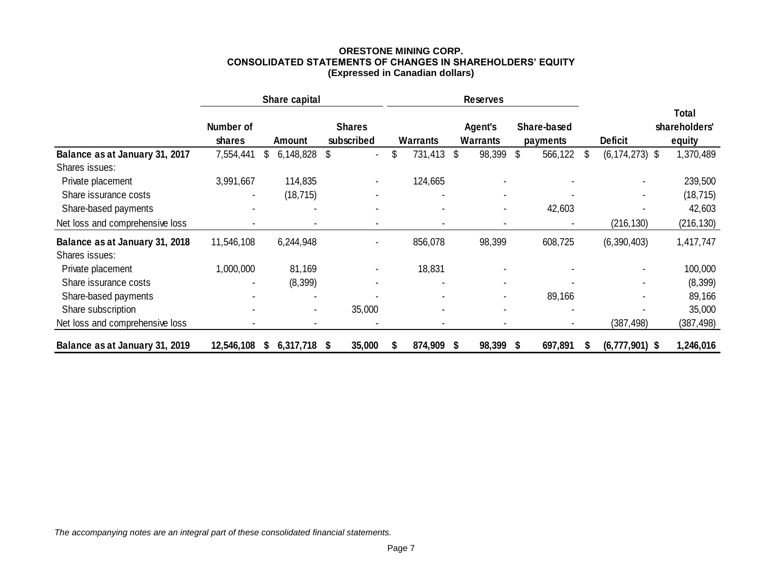**ORESTONE MINING CORP.**
**CONSOLIDATED STATEMENTS OF CHANGES IN SHAREHOLDERS' EQUITY**
**(Expressed in Canadian dollars)**

| | Share capital | | | Reserves | | | | |
|---|---|---|---|---|---|---|---|---|
| | Number of shares | Amount | Shares subscribed | Warrants | Agent's Warrants | Share-based payments | Deficit | Total shareholders' equity |
| **Balance as at January 31, 2017** | 7,554,441 | $ 6,148,828 | $ - | $ 731,413 | $ 98,399 | $ 566,122 | $ (6,174,273) | $ 1,370,489 |
| Shares issues: | | | | | | | | |
| Private placement | 3,991,667 | 114,835 | - | 124,665 | - | - | - | 239,500 |
| Share issurance costs | - | (18,715) | - | - | - | - | - | (18,715) |
| Share-based payments | - | - | - | - | - | 42,603 | - | 42,603 |
| Net loss and comprehensive loss | - | - | - | - | - | - | (216,130) | (216,130) |
| **Balance as at January 31, 2018** | 11,546,108 | 6,244,948 | - | 856,078 | 98,399 | 608,725 | (6,390,403) | 1,417,747 |
| Shares issues: | | | | | | | | |
| Private placement | 1,000,000 | 81,169 | - | 18,831 | - | - | - | 100,000 |
| Share issurance costs | - | (8,399) | - | - | - | - | - | (8,399) |
| Share-based payments | - | - | - | - | - | 89,166 | - | 89,166 |
| Share subscription | - | - | 35,000 | - | - | - | - | 35,000 |
| Net loss and comprehensive loss | - | - | - | - | - | - | (387,498) | (387,498) |
| **Balance as at January 31, 2019** | **12,546,108** | **$ 6,317,718** | **$ 35,000** | **$ 874,909** | **$ 98,399** | **$ 697,891** | **$ (6,777,901)** | **$ 1,246,016** |

*The accompanying notes are an integral part of these consolidated financial statements.*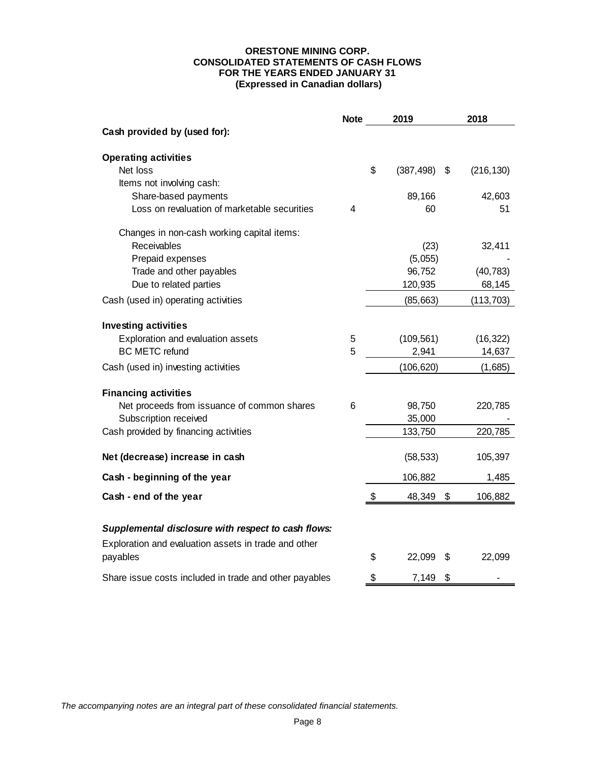**ORESTONE MINING CORP.**
**CONSOLIDATED STATEMENTS OF CASH FLOWS**
**FOR THE YEARS ENDED JANUARY 31**
**(Expressed in Canadian dollars)**

| | Note | 2019 | 2018 |
|---|---|---|---|
| **Cash provided by (used for):** | | | |
| **Operating activities** | | | |
| Net loss | | $ (387,498) | $ (216,130) |
| Items not involving cash: | | | |
| Share-based payments | | 89,166 | 42,603 |
| Loss on revaluation of marketable securities | 4 | 60 | 51 |
| Changes in non-cash working capital items: | | | |
| Receivables | | (23) | 32,411 |
| Prepaid expenses | | (5,055) | - |
| Trade and other payables | | 96,752 | (40,783) |
| Due to related parties | | 120,935 | 68,145 |
| Cash (used in) operating activities | | (85,663) | (113,703) |
| **Investing activities** | | | |
| Exploration and evaluation assets | 5 | (109,561) | (16,322) |
| BC METC refund | 5 | 2,941 | 14,637 |
| Cash (used in) investing activities | | (106,620) | (1,685) |
| **Financing activities** | | | |
| Net proceeds from issuance of common shares | 6 | 98,750 | 220,785 |
| Subscription received | | 35,000 | - |
| Cash provided by financing activities | | 133,750 | 220,785 |
| **Net (decrease) increase in cash** | | (58,533) | 105,397 |
| **Cash - beginning of the year** | | 106,882 | 1,485 |
| **Cash - end of the year** | | $ 48,349 | $ 106,882 |
| ***Supplemental disclosure with respect to cash flows:*** | | | |
| Exploration and evaluation assets in trade and other payables | | $ 22,099 | $ 22,099 |
| Share issue costs included in trade and other payables | | $ 7,149 | $ - |

*The accompanying notes are an integral part of these consolidated financial statements.*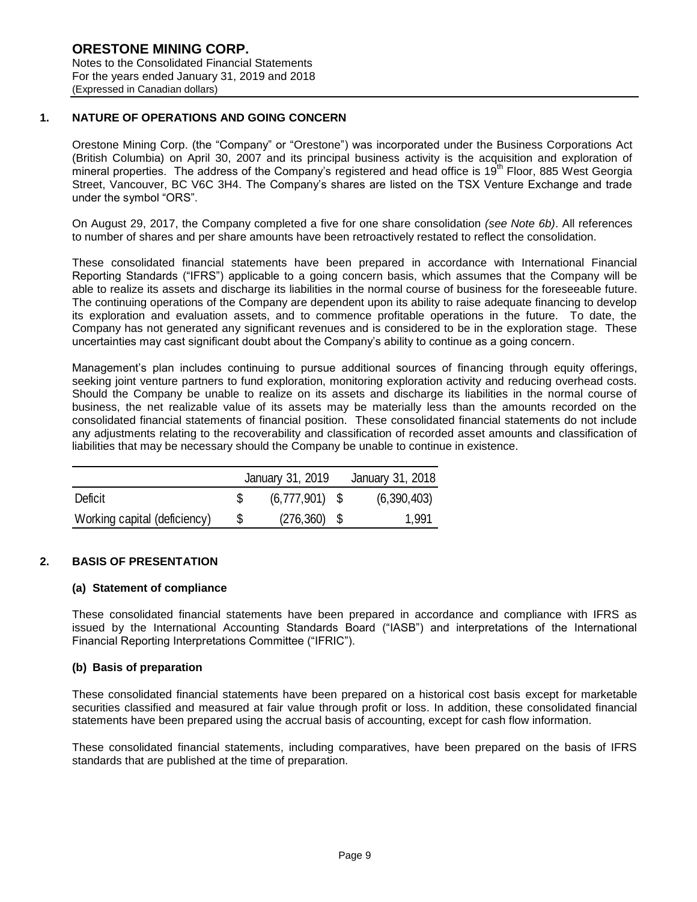## 1. NATURE OF OPERATIONS AND GOING CONCERN

Orestone Mining Corp. (the "Company" or "Orestone") was incorporated under the Business Corporations Act (British Columbia) on April 30, 2007 and its principal business activity is the acquisition and exploration of mineral properties. The address of the Company's registered and head office is 19th Floor, 885 West Georgia Street, Vancouver, BC V6C 3H4. The Company's shares are listed on the TSX Venture Exchange and trade under the symbol "ORS".

On August 29, 2017, the Company completed a five for one share consolidation *(see Note 6b)*. All references to number of shares and per share amounts have been retroactively restated to reflect the consolidation.

These consolidated financial statements have been prepared in accordance with International Financial Reporting Standards ("IFRS") applicable to a going concern basis, which assumes that the Company will be able to realize its assets and discharge its liabilities in the normal course of business for the foreseeable future. The continuing operations of the Company are dependent upon its ability to raise adequate financing to develop its exploration and evaluation assets, and to commence profitable operations in the future. To date, the Company has not generated any significant revenues and is considered to be in the exploration stage. These uncertainties may cast significant doubt about the Company's ability to continue as a going concern.

Management's plan includes continuing to pursue additional sources of financing through equity offerings, seeking joint venture partners to fund exploration, monitoring exploration activity and reducing overhead costs. Should the Company be unable to realize on its assets and discharge its liabilities in the normal course of business, the net realizable value of its assets may be materially less than the amounts recorded on the consolidated financial statements of financial position. These consolidated financial statements do not include any adjustments relating to the recoverability and classification of recorded asset amounts and classification of liabilities that may be necessary should the Company be unable to continue in existence.

| | January 31, 2019 | January 31, 2018 |
|---|---|---|
| Deficit | $ (6,777,901) | $ (6,390,403) |
| Working capital (deficiency) | $ (276,360) | $ 1,991 |

## 2. BASIS OF PRESENTATION

### (a) Statement of compliance

These consolidated financial statements have been prepared in accordance and compliance with IFRS as issued by the International Accounting Standards Board ("IASB") and interpretations of the International Financial Reporting Interpretations Committee ("IFRIC").

### (b) Basis of preparation

These consolidated financial statements have been prepared on a historical cost basis except for marketable securities classified and measured at fair value through profit or loss. In addition, these consolidated financial statements have been prepared using the accrual basis of accounting, except for cash flow information.

These consolidated financial statements, including comparatives, have been prepared on the basis of IFRS standards that are published at the time of preparation.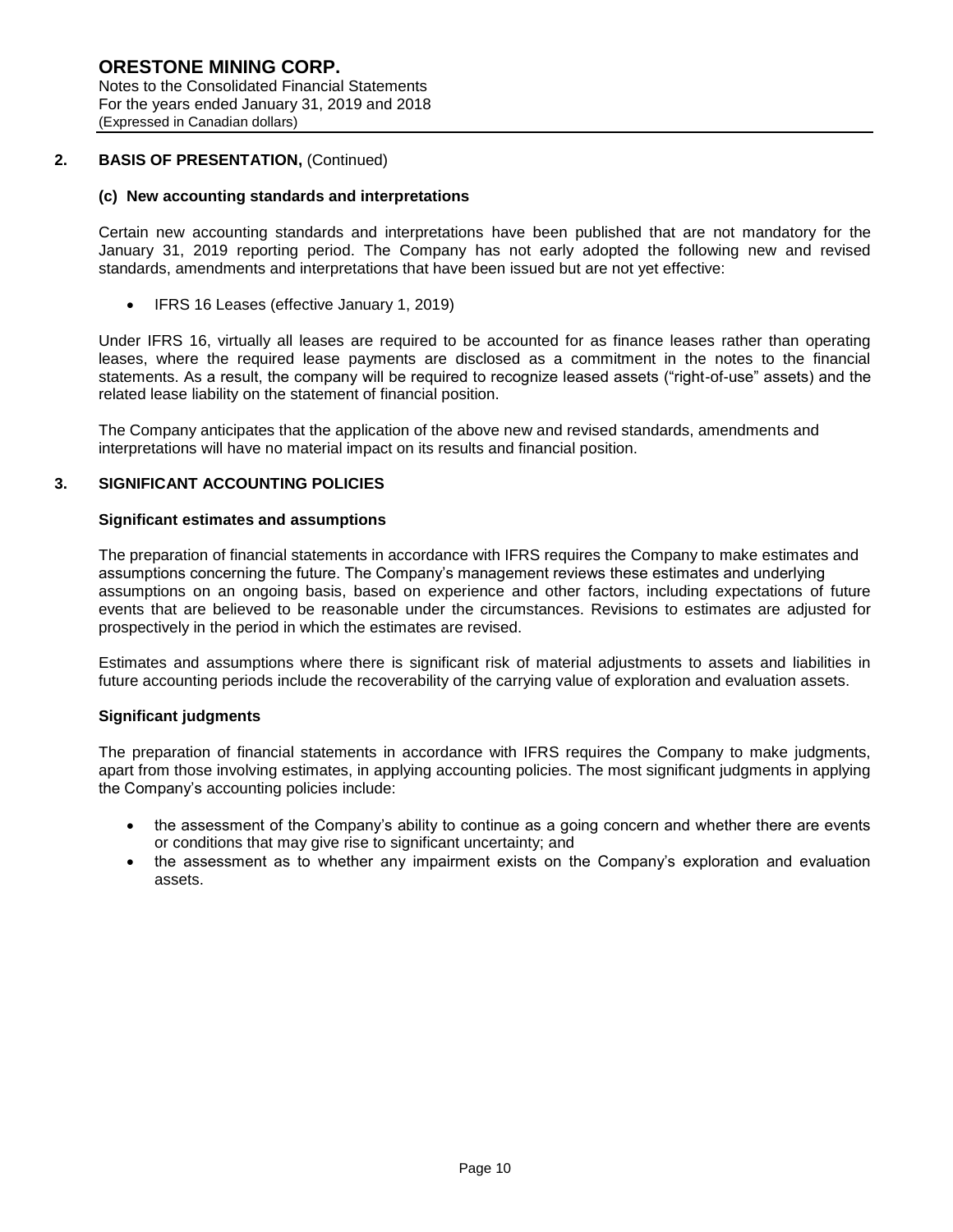## 2. BASIS OF PRESENTATION, (Continued)

### (c) New accounting standards and interpretations

Certain new accounting standards and interpretations have been published that are not mandatory for the January 31, 2019 reporting period. The Company has not early adopted the following new and revised standards, amendments and interpretations that have been issued but are not yet effective:

- IFRS 16 Leases (effective January 1, 2019)

Under IFRS 16, virtually all leases are required to be accounted for as finance leases rather than operating leases, where the required lease payments are disclosed as a commitment in the notes to the financial statements. As a result, the company will be required to recognize leased assets ("right-of-use" assets) and the related lease liability on the statement of financial position.

The Company anticipates that the application of the above new and revised standards, amendments and interpretations will have no material impact on its results and financial position.

## 3. SIGNIFICANT ACCOUNTING POLICIES

### Significant estimates and assumptions

The preparation of financial statements in accordance with IFRS requires the Company to make estimates and assumptions concerning the future. The Company's management reviews these estimates and underlying assumptions on an ongoing basis, based on experience and other factors, including expectations of future events that are believed to be reasonable under the circumstances. Revisions to estimates are adjusted for prospectively in the period in which the estimates are revised.

Estimates and assumptions where there is significant risk of material adjustments to assets and liabilities in future accounting periods include the recoverability of the carrying value of exploration and evaluation assets.

### Significant judgments

The preparation of financial statements in accordance with IFRS requires the Company to make judgments, apart from those involving estimates, in applying accounting policies. The most significant judgments in applying the Company's accounting policies include:

- the assessment of the Company's ability to continue as a going concern and whether there are events or conditions that may give rise to significant uncertainty; and
- the assessment as to whether any impairment exists on the Company's exploration and evaluation assets.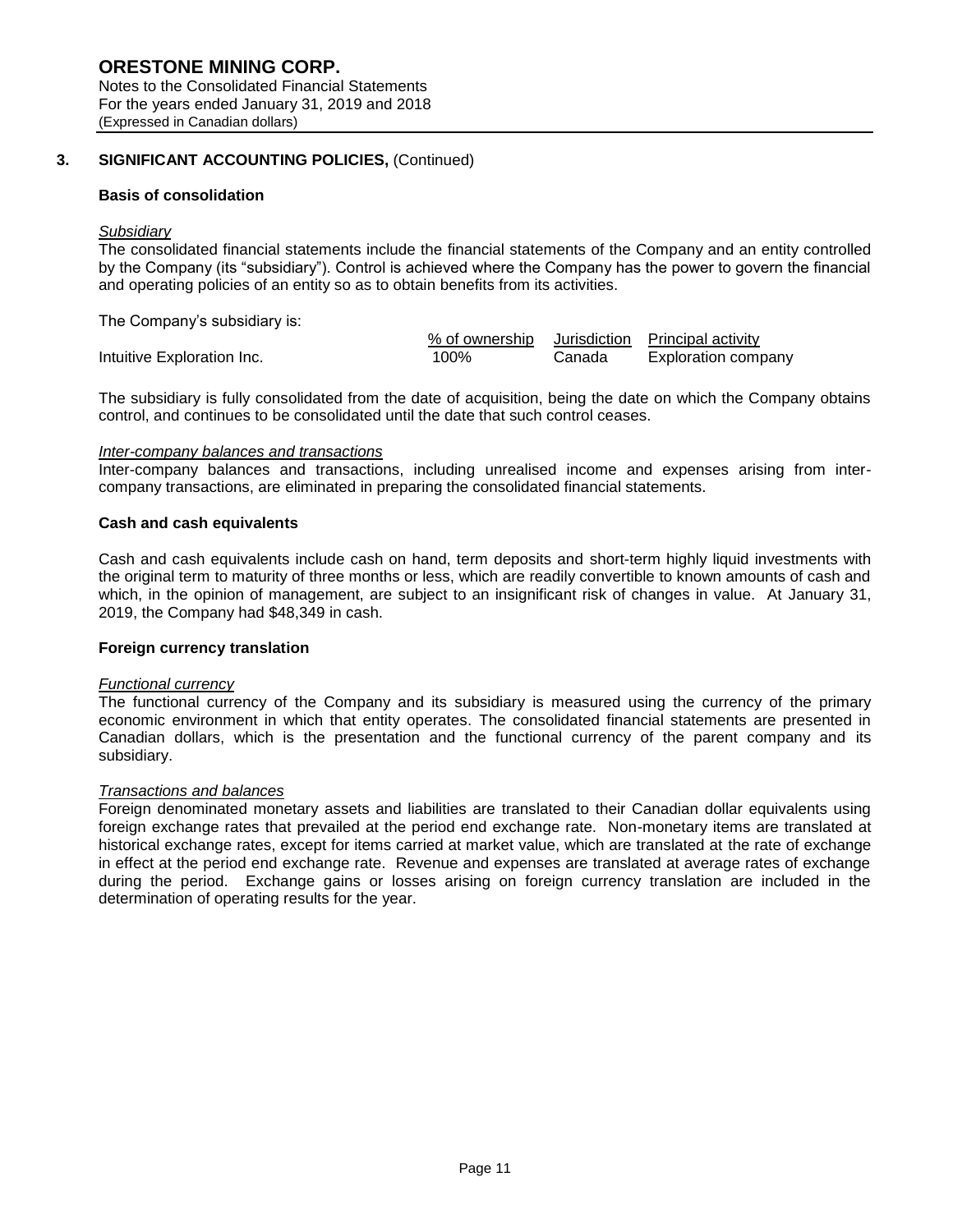**ORESTONE MINING CORP.**
Notes to the Consolidated Financial Statements
For the years ended January 31, 2019 and 2018
(Expressed in Canadian dollars)

## 3. SIGNIFICANT ACCOUNTING POLICIES, (Continued)

**Basis of consolidation**

*Subsidiary*

The consolidated financial statements include the financial statements of the Company and an entity controlled by the Company (its "subsidiary"). Control is achieved where the Company has the power to govern the financial and operating policies of an entity so as to obtain benefits from its activities.

The Company's subsidiary is:

| | % of ownership | Jurisdiction | Principal activity |
|---|---|---|---|
| Intuitive Exploration Inc. | 100% | Canada | Exploration company |

The subsidiary is fully consolidated from the date of acquisition, being the date on which the Company obtains control, and continues to be consolidated until the date that such control ceases.

*Inter-company balances and transactions*

Inter-company balances and transactions, including unrealised income and expenses arising from inter-company transactions, are eliminated in preparing the consolidated financial statements.

**Cash and cash equivalents**

Cash and cash equivalents include cash on hand, term deposits and short-term highly liquid investments with the original term to maturity of three months or less, which are readily convertible to known amounts of cash and which, in the opinion of management, are subject to an insignificant risk of changes in value. At January 31, 2019, the Company had $48,349 in cash.

**Foreign currency translation**

*Functional currency*

The functional currency of the Company and its subsidiary is measured using the currency of the primary economic environment in which that entity operates. The consolidated financial statements are presented in Canadian dollars, which is the presentation and the functional currency of the parent company and its subsidiary.

*Transactions and balances*

Foreign denominated monetary assets and liabilities are translated to their Canadian dollar equivalents using foreign exchange rates that prevailed at the period end exchange rate. Non-monetary items are translated at historical exchange rates, except for items carried at market value, which are translated at the rate of exchange in effect at the period end exchange rate. Revenue and expenses are translated at average rates of exchange during the period. Exchange gains or losses arising on foreign currency translation are included in the determination of operating results for the year.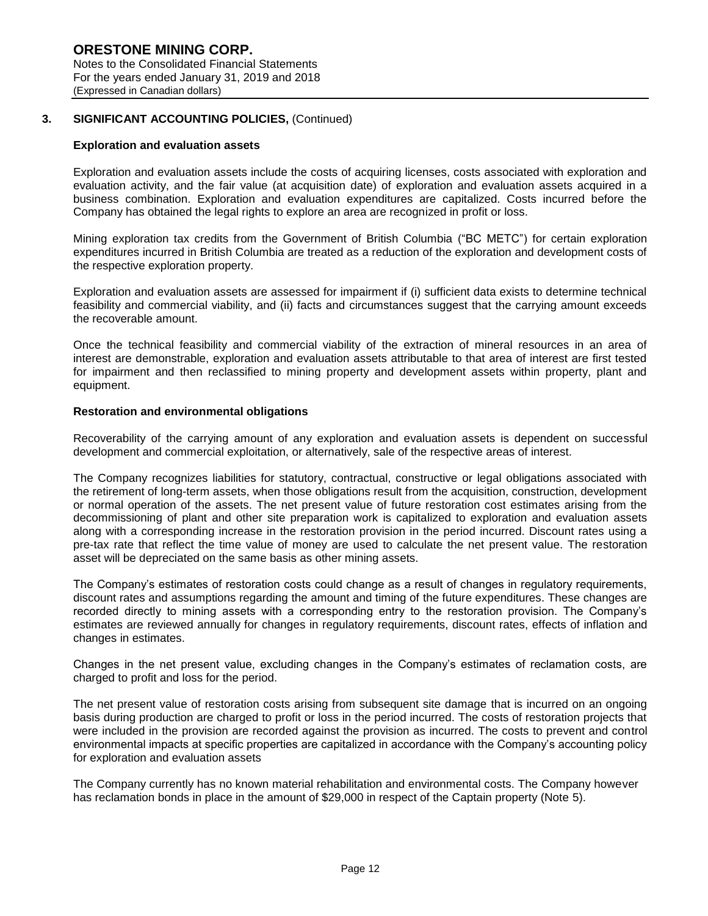## 3. SIGNIFICANT ACCOUNTING POLICIES, (Continued)

### Exploration and evaluation assets

Exploration and evaluation assets include the costs of acquiring licenses, costs associated with exploration and evaluation activity, and the fair value (at acquisition date) of exploration and evaluation assets acquired in a business combination. Exploration and evaluation expenditures are capitalized. Costs incurred before the Company has obtained the legal rights to explore an area are recognized in profit or loss.

Mining exploration tax credits from the Government of British Columbia ("BC METC") for certain exploration expenditures incurred in British Columbia are treated as a reduction of the exploration and development costs of the respective exploration property.

Exploration and evaluation assets are assessed for impairment if (i) sufficient data exists to determine technical feasibility and commercial viability, and (ii) facts and circumstances suggest that the carrying amount exceeds the recoverable amount.

Once the technical feasibility and commercial viability of the extraction of mineral resources in an area of interest are demonstrable, exploration and evaluation assets attributable to that area of interest are first tested for impairment and then reclassified to mining property and development assets within property, plant and equipment.

### Restoration and environmental obligations

Recoverability of the carrying amount of any exploration and evaluation assets is dependent on successful development and commercial exploitation, or alternatively, sale of the respective areas of interest.

The Company recognizes liabilities for statutory, contractual, constructive or legal obligations associated with the retirement of long-term assets, when those obligations result from the acquisition, construction, development or normal operation of the assets. The net present value of future restoration cost estimates arising from the decommissioning of plant and other site preparation work is capitalized to exploration and evaluation assets along with a corresponding increase in the restoration provision in the period incurred. Discount rates using a pre-tax rate that reflect the time value of money are used to calculate the net present value. The restoration asset will be depreciated on the same basis as other mining assets.

The Company's estimates of restoration costs could change as a result of changes in regulatory requirements, discount rates and assumptions regarding the amount and timing of the future expenditures. These changes are recorded directly to mining assets with a corresponding entry to the restoration provision. The Company's estimates are reviewed annually for changes in regulatory requirements, discount rates, effects of inflation and changes in estimates.

Changes in the net present value, excluding changes in the Company's estimates of reclamation costs, are charged to profit and loss for the period.

The net present value of restoration costs arising from subsequent site damage that is incurred on an ongoing basis during production are charged to profit or loss in the period incurred. The costs of restoration projects that were included in the provision are recorded against the provision as incurred. The costs to prevent and control environmental impacts at specific properties are capitalized in accordance with the Company's accounting policy for exploration and evaluation assets

The Company currently has no known material rehabilitation and environmental costs. The Company however has reclamation bonds in place in the amount of $29,000 in respect of the Captain property (Note 5).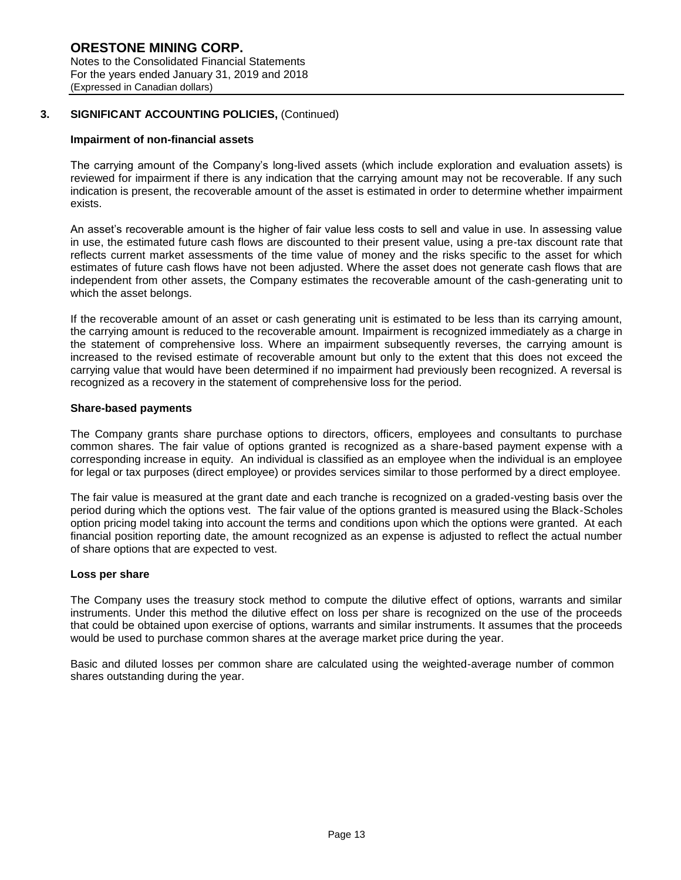## 3. SIGNIFICANT ACCOUNTING POLICIES, (Continued)

### Impairment of non-financial assets

The carrying amount of the Company's long-lived assets (which include exploration and evaluation assets) is reviewed for impairment if there is any indication that the carrying amount may not be recoverable. If any such indication is present, the recoverable amount of the asset is estimated in order to determine whether impairment exists.

An asset's recoverable amount is the higher of fair value less costs to sell and value in use. In assessing value in use, the estimated future cash flows are discounted to their present value, using a pre-tax discount rate that reflects current market assessments of the time value of money and the risks specific to the asset for which estimates of future cash flows have not been adjusted. Where the asset does not generate cash flows that are independent from other assets, the Company estimates the recoverable amount of the cash-generating unit to which the asset belongs.

If the recoverable amount of an asset or cash generating unit is estimated to be less than its carrying amount, the carrying amount is reduced to the recoverable amount. Impairment is recognized immediately as a charge in the statement of comprehensive loss. Where an impairment subsequently reverses, the carrying amount is increased to the revised estimate of recoverable amount but only to the extent that this does not exceed the carrying value that would have been determined if no impairment had previously been recognized. A reversal is recognized as a recovery in the statement of comprehensive loss for the period.

### Share-based payments

The Company grants share purchase options to directors, officers, employees and consultants to purchase common shares. The fair value of options granted is recognized as a share-based payment expense with a corresponding increase in equity. An individual is classified as an employee when the individual is an employee for legal or tax purposes (direct employee) or provides services similar to those performed by a direct employee.

The fair value is measured at the grant date and each tranche is recognized on a graded-vesting basis over the period during which the options vest. The fair value of the options granted is measured using the Black-Scholes option pricing model taking into account the terms and conditions upon which the options were granted. At each financial position reporting date, the amount recognized as an expense is adjusted to reflect the actual number of share options that are expected to vest.

### Loss per share

The Company uses the treasury stock method to compute the dilutive effect of options, warrants and similar instruments. Under this method the dilutive effect on loss per share is recognized on the use of the proceeds that could be obtained upon exercise of options, warrants and similar instruments. It assumes that the proceeds would be used to purchase common shares at the average market price during the year.

Basic and diluted losses per common share are calculated using the weighted-average number of common shares outstanding during the year.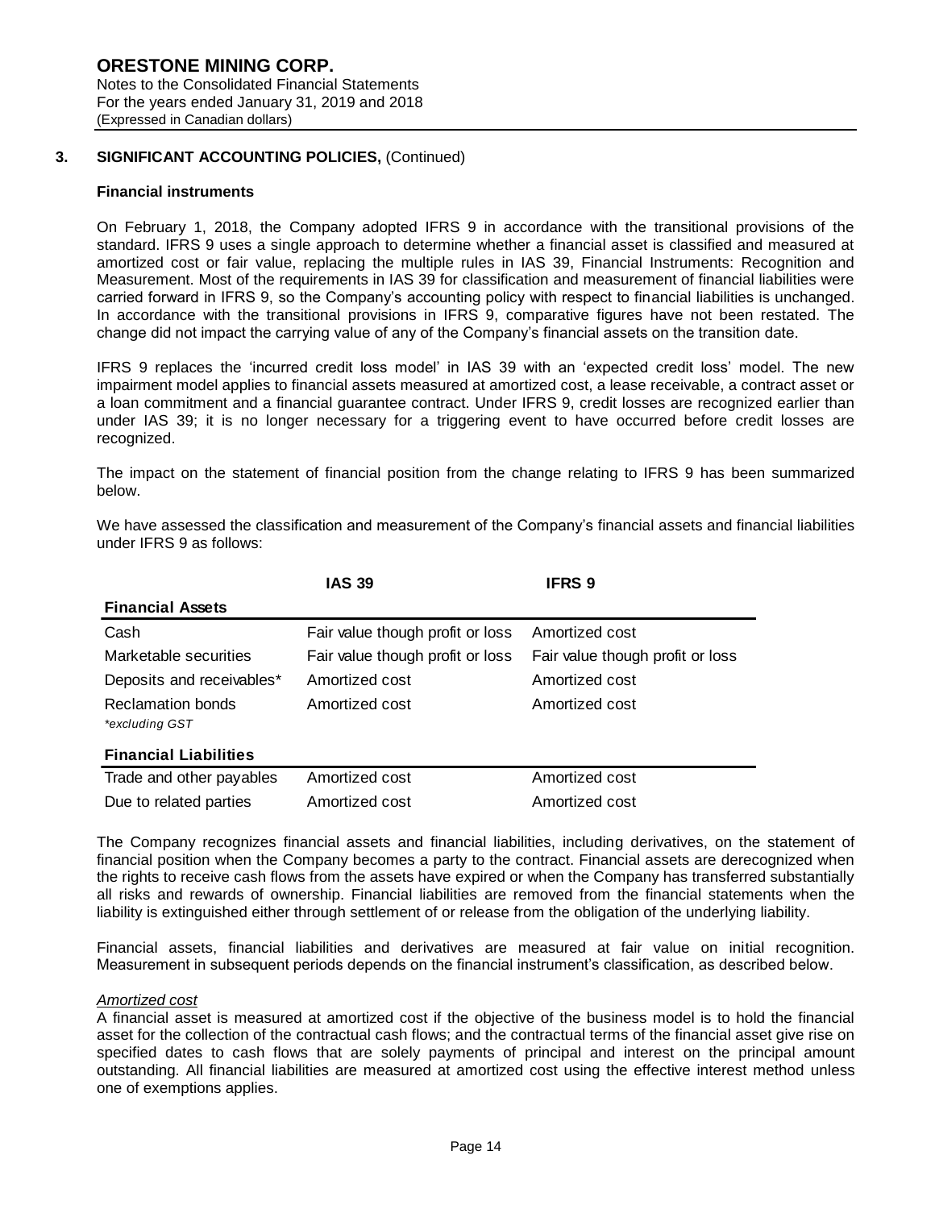# ORESTONE MINING CORP.

Notes to the Consolidated Financial Statements
For the years ended January 31, 2019 and 2018
(Expressed in Canadian dollars)

## 3. SIGNIFICANT ACCOUNTING POLICIES, (Continued)

### Financial instruments

On February 1, 2018, the Company adopted IFRS 9 in accordance with the transitional provisions of the standard. IFRS 9 uses a single approach to determine whether a financial asset is classified and measured at amortized cost or fair value, replacing the multiple rules in IAS 39, Financial Instruments: Recognition and Measurement. Most of the requirements in IAS 39 for classification and measurement of financial liabilities were carried forward in IFRS 9, so the Company's accounting policy with respect to financial liabilities is unchanged. In accordance with the transitional provisions in IFRS 9, comparative figures have not been restated. The change did not impact the carrying value of any of the Company's financial assets on the transition date.

IFRS 9 replaces the 'incurred credit loss model' in IAS 39 with an 'expected credit loss' model. The new impairment model applies to financial assets measured at amortized cost, a lease receivable, a contract asset or a loan commitment and a financial guarantee contract. Under IFRS 9, credit losses are recognized earlier than under IAS 39; it is no longer necessary for a triggering event to have occurred before credit losses are recognized.

The impact on the statement of financial position from the change relating to IFRS 9 has been summarized below.

We have assessed the classification and measurement of the Company's financial assets and financial liabilities under IFRS 9 as follows:

| | IAS 39 | IFRS 9 |
|---|---|---|
| **Financial Assets** | | |
| Cash | Fair value though profit or loss | Amortized cost |
| Marketable securities | Fair value though profit or loss | Fair value though profit or loss |
| Deposits and receivables* | Amortized cost | Amortized cost |
| Reclamation bonds | Amortized cost | Amortized cost |
| *\*excluding GST* | | |
| **Financial Liabilities** | | |
| Trade and other payables | Amortized cost | Amortized cost |
| Due to related parties | Amortized cost | Amortized cost |

The Company recognizes financial assets and financial liabilities, including derivatives, on the statement of financial position when the Company becomes a party to the contract. Financial assets are derecognized when the rights to receive cash flows from the assets have expired or when the Company has transferred substantially all risks and rewards of ownership. Financial liabilities are removed from the financial statements when the liability is extinguished either through settlement of or release from the obligation of the underlying liability.

Financial assets, financial liabilities and derivatives are measured at fair value on initial recognition. Measurement in subsequent periods depends on the financial instrument's classification, as described below.

*Amortized cost*

A financial asset is measured at amortized cost if the objective of the business model is to hold the financial asset for the collection of the contractual cash flows; and the contractual terms of the financial asset give rise on specified dates to cash flows that are solely payments of principal and interest on the principal amount outstanding. All financial liabilities are measured at amortized cost using the effective interest method unless one of exemptions applies.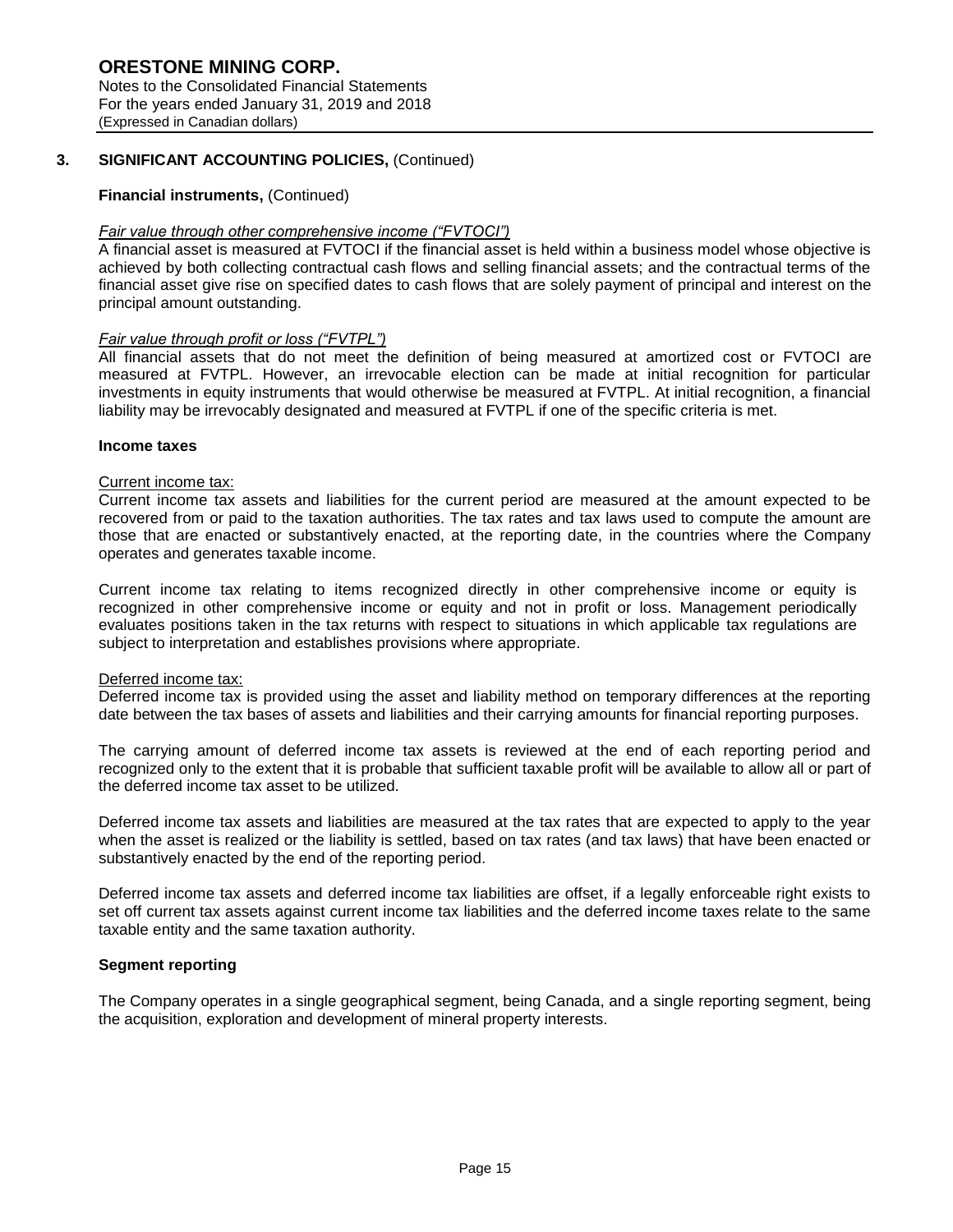## 3. SIGNIFICANT ACCOUNTING POLICIES, (Continued)

**Financial instruments,** (Continued)

*Fair value through other comprehensive income ("FVTOCI")*

A financial asset is measured at FVTOCI if the financial asset is held within a business model whose objective is achieved by both collecting contractual cash flows and selling financial assets; and the contractual terms of the financial asset give rise on specified dates to cash flows that are solely payment of principal and interest on the principal amount outstanding.

*Fair value through profit or loss ("FVTPL")*

All financial assets that do not meet the definition of being measured at amortized cost or FVTOCI are measured at FVTPL. However, an irrevocable election can be made at initial recognition for particular investments in equity instruments that would otherwise be measured at FVTPL. At initial recognition, a financial liability may be irrevocably designated and measured at FVTPL if one of the specific criteria is met.

**Income taxes**

Current income tax:

Current income tax assets and liabilities for the current period are measured at the amount expected to be recovered from or paid to the taxation authorities. The tax rates and tax laws used to compute the amount are those that are enacted or substantively enacted, at the reporting date, in the countries where the Company operates and generates taxable income.

Current income tax relating to items recognized directly in other comprehensive income or equity is recognized in other comprehensive income or equity and not in profit or loss. Management periodically evaluates positions taken in the tax returns with respect to situations in which applicable tax regulations are subject to interpretation and establishes provisions where appropriate.

Deferred income tax:

Deferred income tax is provided using the asset and liability method on temporary differences at the reporting date between the tax bases of assets and liabilities and their carrying amounts for financial reporting purposes.

The carrying amount of deferred income tax assets is reviewed at the end of each reporting period and recognized only to the extent that it is probable that sufficient taxable profit will be available to allow all or part of the deferred income tax asset to be utilized.

Deferred income tax assets and liabilities are measured at the tax rates that are expected to apply to the year when the asset is realized or the liability is settled, based on tax rates (and tax laws) that have been enacted or substantively enacted by the end of the reporting period.

Deferred income tax assets and deferred income tax liabilities are offset, if a legally enforceable right exists to set off current tax assets against current income tax liabilities and the deferred income taxes relate to the same taxable entity and the same taxation authority.

**Segment reporting**

The Company operates in a single geographical segment, being Canada, and a single reporting segment, being the acquisition, exploration and development of mineral property interests.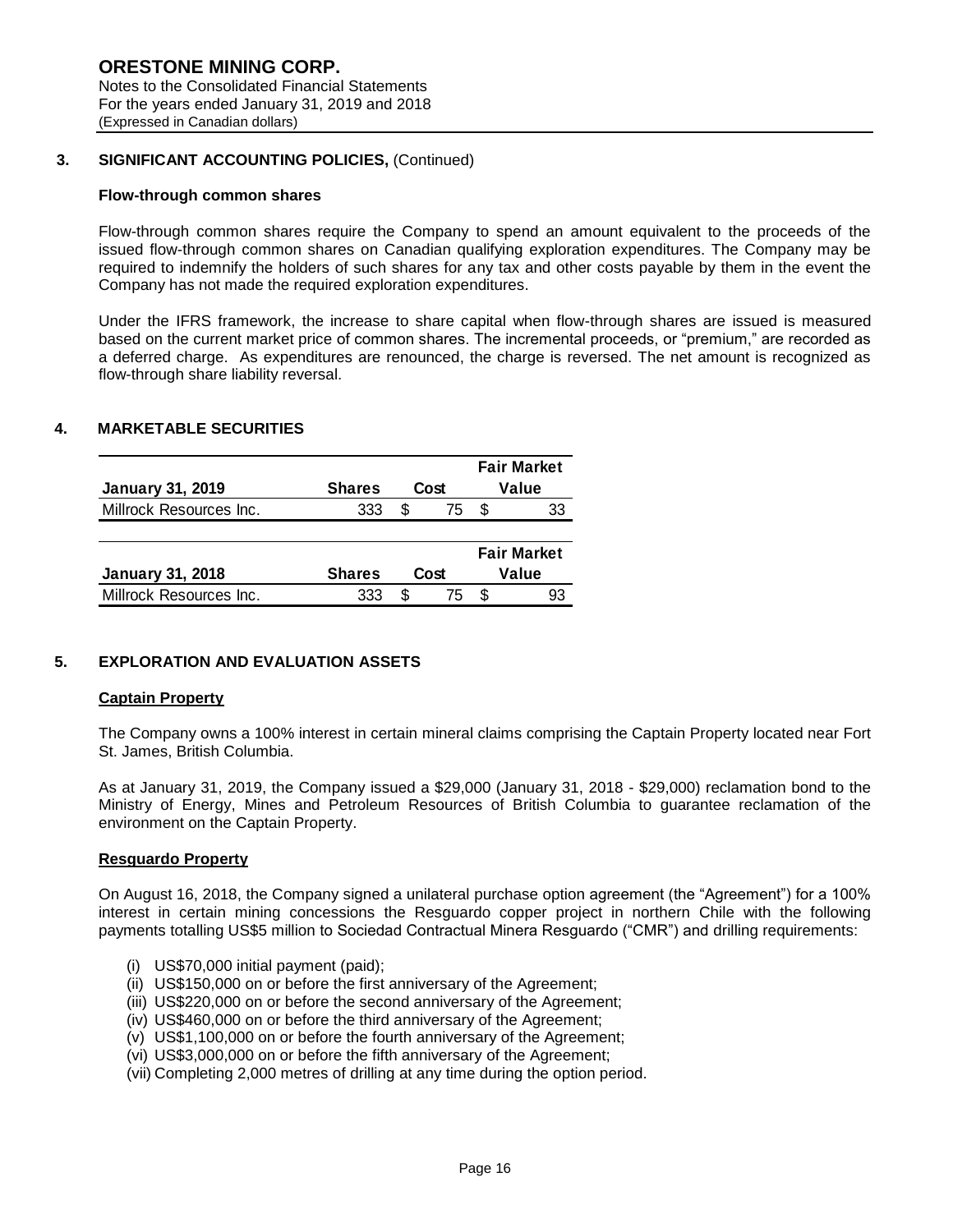# ORESTONE MINING CORP.

Notes to the Consolidated Financial Statements
For the years ended January 31, 2019 and 2018
(Expressed in Canadian dollars)

## 3. SIGNIFICANT ACCOUNTING POLICIES, (Continued)

### Flow-through common shares

Flow-through common shares require the Company to spend an amount equivalent to the proceeds of the issued flow-through common shares on Canadian qualifying exploration expenditures. The Company may be required to indemnify the holders of such shares for any tax and other costs payable by them in the event the Company has not made the required exploration expenditures.

Under the IFRS framework, the increase to share capital when flow-through shares are issued is measured based on the current market price of common shares. The incremental proceeds, or "premium," are recorded as a deferred charge. As expenditures are renounced, the charge is reversed. The net amount is recognized as flow-through share liability reversal.

## 4. MARKETABLE SECURITIES

| January 31, 2019 | Shares | Cost | Fair Market Value |
|---|---|---|---|
| Millrock Resources Inc. | 333 | $ 75 | $ 33 |

| January 31, 2018 | Shares | Cost | Fair Market Value |
|---|---|---|---|
| Millrock Resources Inc. | 333 | $ 75 | $ 93 |

## 5. EXPLORATION AND EVALUATION ASSETS

**Captain Property**

The Company owns a 100% interest in certain mineral claims comprising the Captain Property located near Fort St. James, British Columbia.

As at January 31, 2019, the Company issued a $29,000 (January 31, 2018 - $29,000) reclamation bond to the Ministry of Energy, Mines and Petroleum Resources of British Columbia to guarantee reclamation of the environment on the Captain Property.

**Resguardo Property**

On August 16, 2018, the Company signed a unilateral purchase option agreement (the "Agreement") for a 100% interest in certain mining concessions the Resguardo copper project in northern Chile with the following payments totalling US$5 million to Sociedad Contractual Minera Resguardo ("CMR") and drilling requirements:

(i) US$70,000 initial payment (paid);
(ii) US$150,000 on or before the first anniversary of the Agreement;
(iii) US$220,000 on or before the second anniversary of the Agreement;
(iv) US$460,000 on or before the third anniversary of the Agreement;
(v) US$1,100,000 on or before the fourth anniversary of the Agreement;
(vi) US$3,000,000 on or before the fifth anniversary of the Agreement;
(vii) Completing 2,000 metres of drilling at any time during the option period.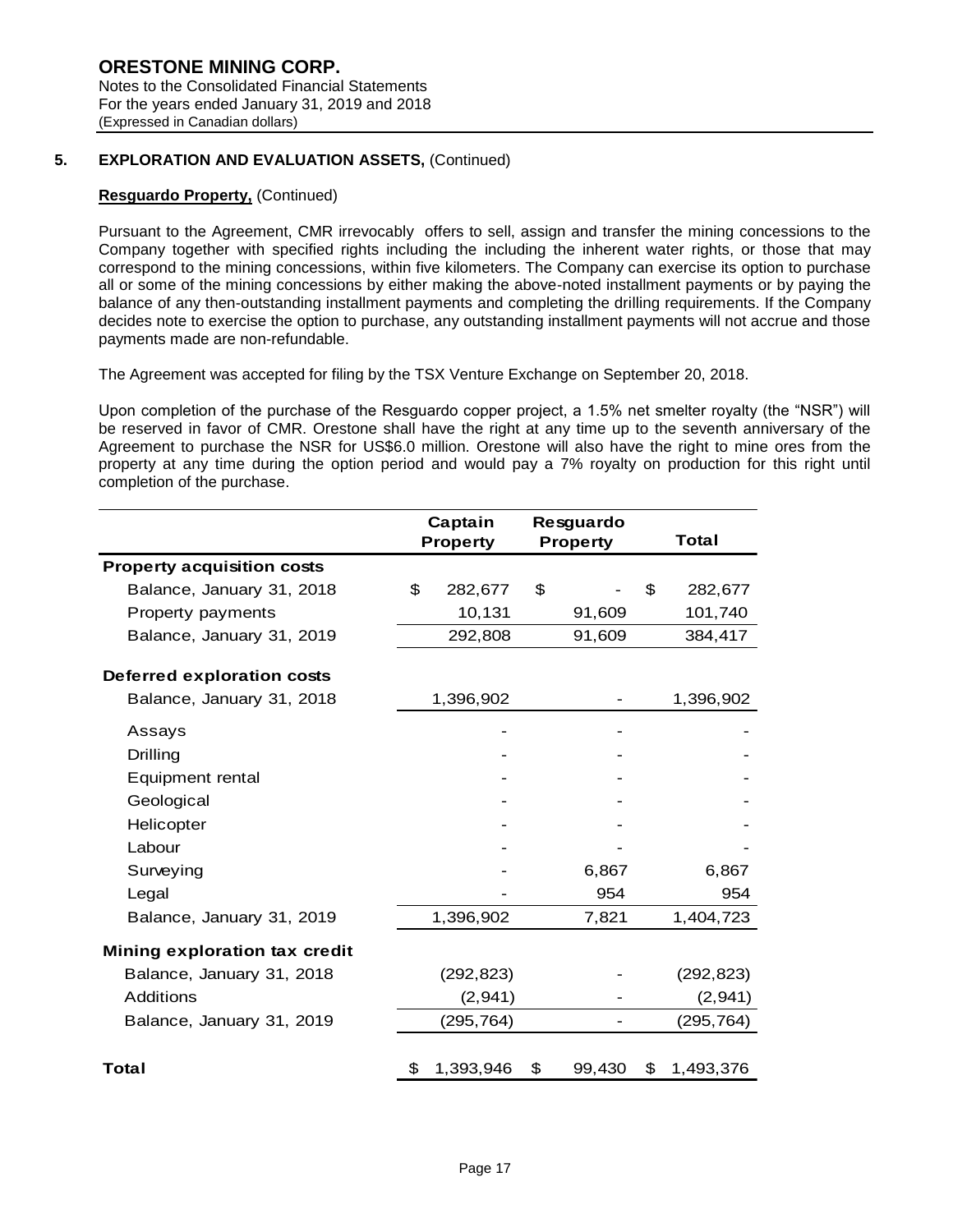## 5. EXPLORATION AND EVALUATION ASSETS, (Continued)

**Resguardo Property,** (Continued)

Pursuant to the Agreement, CMR irrevocably offers to sell, assign and transfer the mining concessions to the Company together with specified rights including the including the inherent water rights, or those that may correspond to the mining concessions, within five kilometers. The Company can exercise its option to purchase all or some of the mining concessions by either making the above-noted installment payments or by paying the balance of any then-outstanding installment payments and completing the drilling requirements. If the Company decides note to exercise the option to purchase, any outstanding installment payments will not accrue and those payments made are non-refundable.

The Agreement was accepted for filing by the TSX Venture Exchange on September 20, 2018.

Upon completion of the purchase of the Resguardo copper project, a 1.5% net smelter royalty (the "NSR") will be reserved in favor of CMR. Orestone shall have the right at any time up to the seventh anniversary of the Agreement to purchase the NSR for US$6.0 million. Orestone will also have the right to mine ores from the property at any time during the option period and would pay a 7% royalty on production for this right until completion of the purchase.

| | Captain Property | Resguardo Property | Total |
|---|---|---|---|
| **Property acquisition costs** | | | |
| Balance, January 31, 2018 | $ 282,677 | $ - | $ 282,677 |
| Property payments | 10,131 | 91,609 | 101,740 |
| Balance, January 31, 2019 | 292,808 | 91,609 | 384,417 |
| **Deferred exploration costs** | | | |
| Balance, January 31, 2018 | 1,396,902 | - | 1,396,902 |
| Assays | - | - | - |
| Drilling | - | - | - |
| Equipment rental | - | - | - |
| Geological | - | - | - |
| Helicopter | - | - | - |
| Labour | - | - | - |
| Surveying | - | 6,867 | 6,867 |
| Legal | - | 954 | 954 |
| Balance, January 31, 2019 | 1,396,902 | 7,821 | 1,404,723 |
| **Mining exploration tax credit** | | | |
| Balance, January 31, 2018 | (292,823) | - | (292,823) |
| Additions | (2,941) | - | (2,941) |
| Balance, January 31, 2019 | (295,764) | - | (295,764) |
| **Total** | $ 1,393,946 | $ 99,430 | $ 1,493,376 |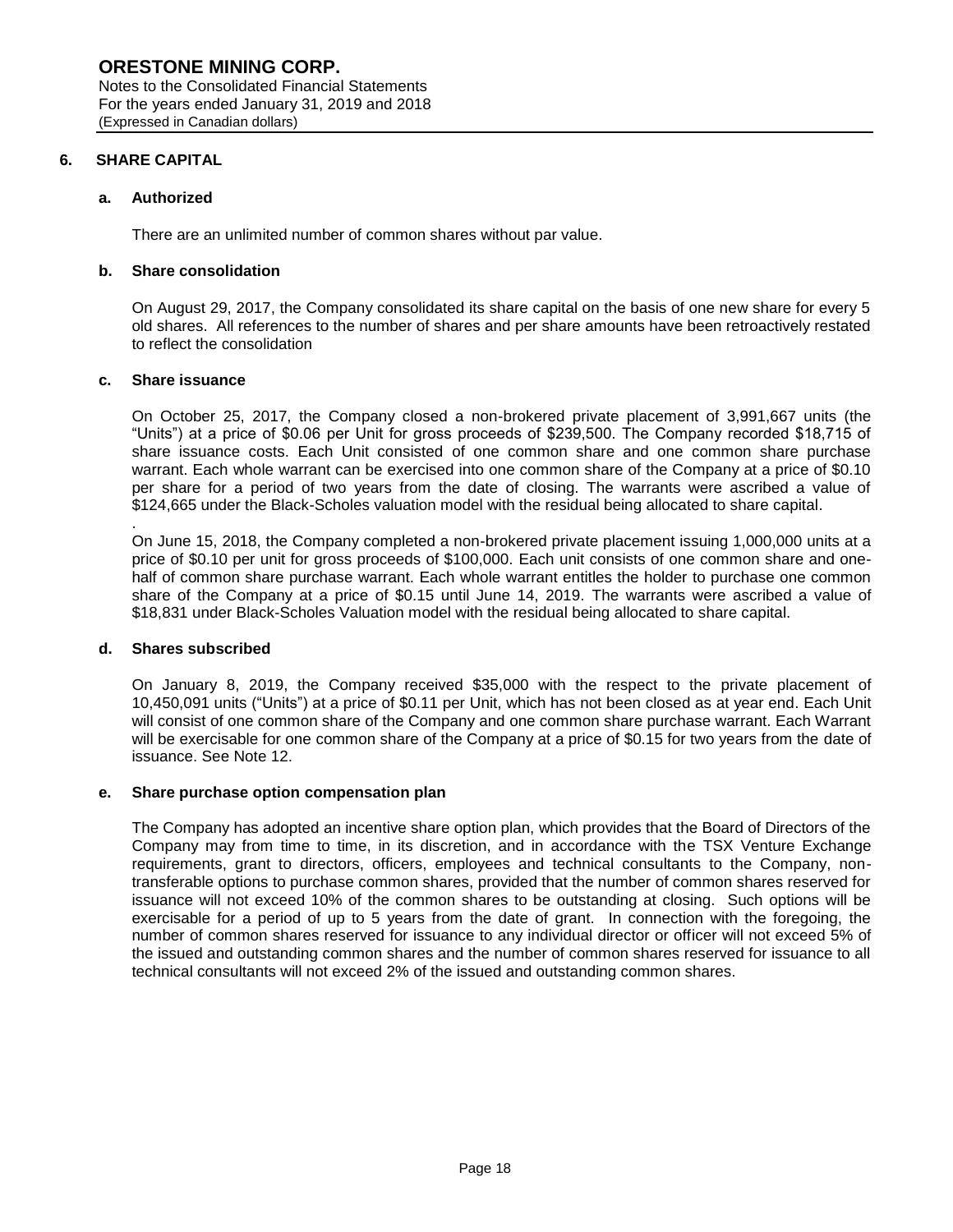## 6. SHARE CAPITAL

### a. Authorized

There are an unlimited number of common shares without par value.

### b. Share consolidation

On August 29, 2017, the Company consolidated its share capital on the basis of one new share for every 5 old shares. All references to the number of shares and per share amounts have been retroactively restated to reflect the consolidation

### c. Share issuance

On October 25, 2017, the Company closed a non-brokered private placement of 3,991,667 units (the "Units") at a price of $0.06 per Unit for gross proceeds of $239,500. The Company recorded $18,715 of share issuance costs. Each Unit consisted of one common share and one common share purchase warrant. Each whole warrant can be exercised into one common share of the Company at a price of $0.10 per share for a period of two years from the date of closing. The warrants were ascribed a value of $124,665 under the Black-Scholes valuation model with the residual being allocated to share capital.

On June 15, 2018, the Company completed a non-brokered private placement issuing 1,000,000 units at a price of $0.10 per unit for gross proceeds of $100,000. Each unit consists of one common share and one-half of common share purchase warrant. Each whole warrant entitles the holder to purchase one common share of the Company at a price of $0.15 until June 14, 2019. The warrants were ascribed a value of $18,831 under Black-Scholes Valuation model with the residual being allocated to share capital.

### d. Shares subscribed

On January 8, 2019, the Company received $35,000 with the respect to the private placement of 10,450,091 units ("Units") at a price of $0.11 per Unit, which has not been closed as at year end. Each Unit will consist of one common share of the Company and one common share purchase warrant. Each Warrant will be exercisable for one common share of the Company at a price of $0.15 for two years from the date of issuance. See Note 12.

### e. Share purchase option compensation plan

The Company has adopted an incentive share option plan, which provides that the Board of Directors of the Company may from time to time, in its discretion, and in accordance with the TSX Venture Exchange requirements, grant to directors, officers, employees and technical consultants to the Company, non-transferable options to purchase common shares, provided that the number of common shares reserved for issuance will not exceed 10% of the common shares to be outstanding at closing. Such options will be exercisable for a period of up to 5 years from the date of grant. In connection with the foregoing, the number of common shares reserved for issuance to any individual director or officer will not exceed 5% of the issued and outstanding common shares and the number of common shares reserved for issuance to all technical consultants will not exceed 2% of the issued and outstanding common shares.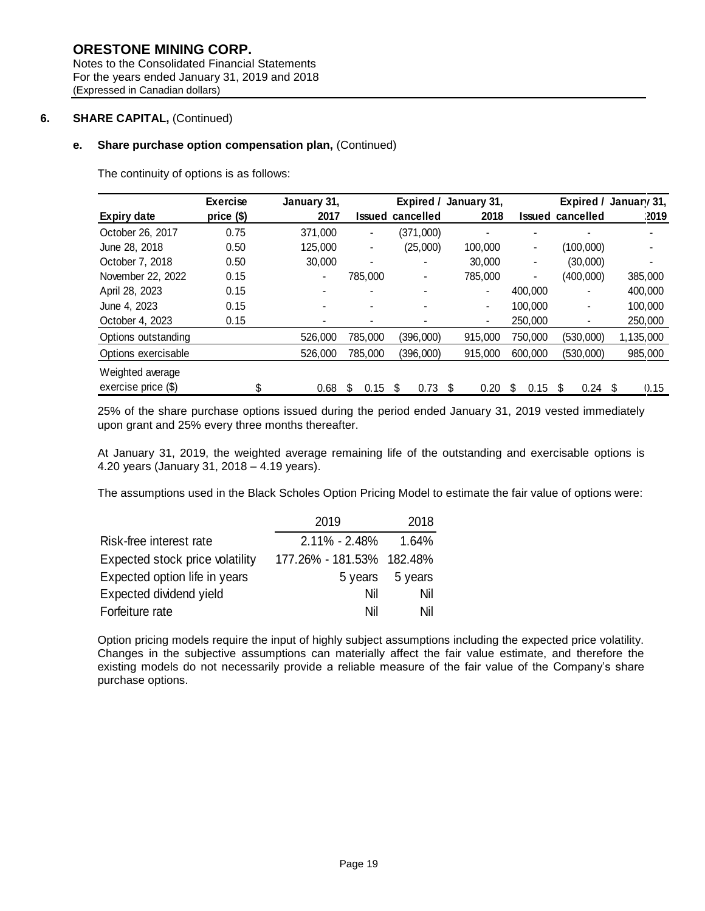**ORESTONE MINING CORP.**
Notes to the Consolidated Financial Statements
For the years ended January 31, 2019 and 2018
(Expressed in Canadian dollars)

## 6. SHARE CAPITAL, (Continued)

### e. Share purchase option compensation plan, (Continued)

The continuity of options is as follows:

| Expiry date | Exercise price ($) | January 31, 2017 | Issued | Expired / cancelled | January 31, 2018 | Issued | Expired / cancelled | January 31, 2019 |
|---|---|---|---|---|---|---|---|---|
| October 26, 2017 | 0.75 | 371,000 | - | (371,000) | - | - | - | - |
| June 28, 2018 | 0.50 | 125,000 | - | (25,000) | 100,000 | - | (100,000) | - |
| October 7, 2018 | 0.50 | 30,000 | - | - | 30,000 | - | (30,000) | - |
| November 22, 2022 | 0.15 | - | 785,000 | - | 785,000 | - | (400,000) | 385,000 |
| April 28, 2023 | 0.15 | - | - | - | - | 400,000 | - | 400,000 |
| June 4, 2023 | 0.15 | - | - | - | - | 100,000 | - | 100,000 |
| October 4, 2023 | 0.15 | - | - | - | - | 250,000 | - | 250,000 |
| Options outstanding | | 526,000 | 785,000 | (396,000) | 915,000 | 750,000 | (530,000) | 1,135,000 |
| Options exercisable | | 526,000 | 785,000 | (396,000) | 915,000 | 600,000 | (530,000) | 985,000 |
| Weighted average exercise price ($) | | $ 0.68 | $ 0.15 | $ 0.73 | $ 0.20 | $ 0.15 | $ 0.24 | $ 0.15 |

25% of the share purchase options issued during the period ended January 31, 2019 vested immediately upon grant and 25% every three months thereafter.

At January 31, 2019, the weighted average remaining life of the outstanding and exercisable options is 4.20 years (January 31, 2018 – 4.19 years).

The assumptions used in the Black Scholes Option Pricing Model to estimate the fair value of options were:

| | 2019 | 2018 |
|---|---|---|
| Risk-free interest rate | 2.11% - 2.48% | 1.64% |
| Expected stock price volatility | 177.26% - 181.53% | 182.48% |
| Expected option life in years | 5 years | 5 years |
| Expected dividend yield | Nil | Nil |
| Forfeiture rate | Nil | Nil |

Option pricing models require the input of highly subject assumptions including the expected price volatility. Changes in the subjective assumptions can materially affect the fair value estimate, and therefore the existing models do not necessarily provide a reliable measure of the fair value of the Company's share purchase options.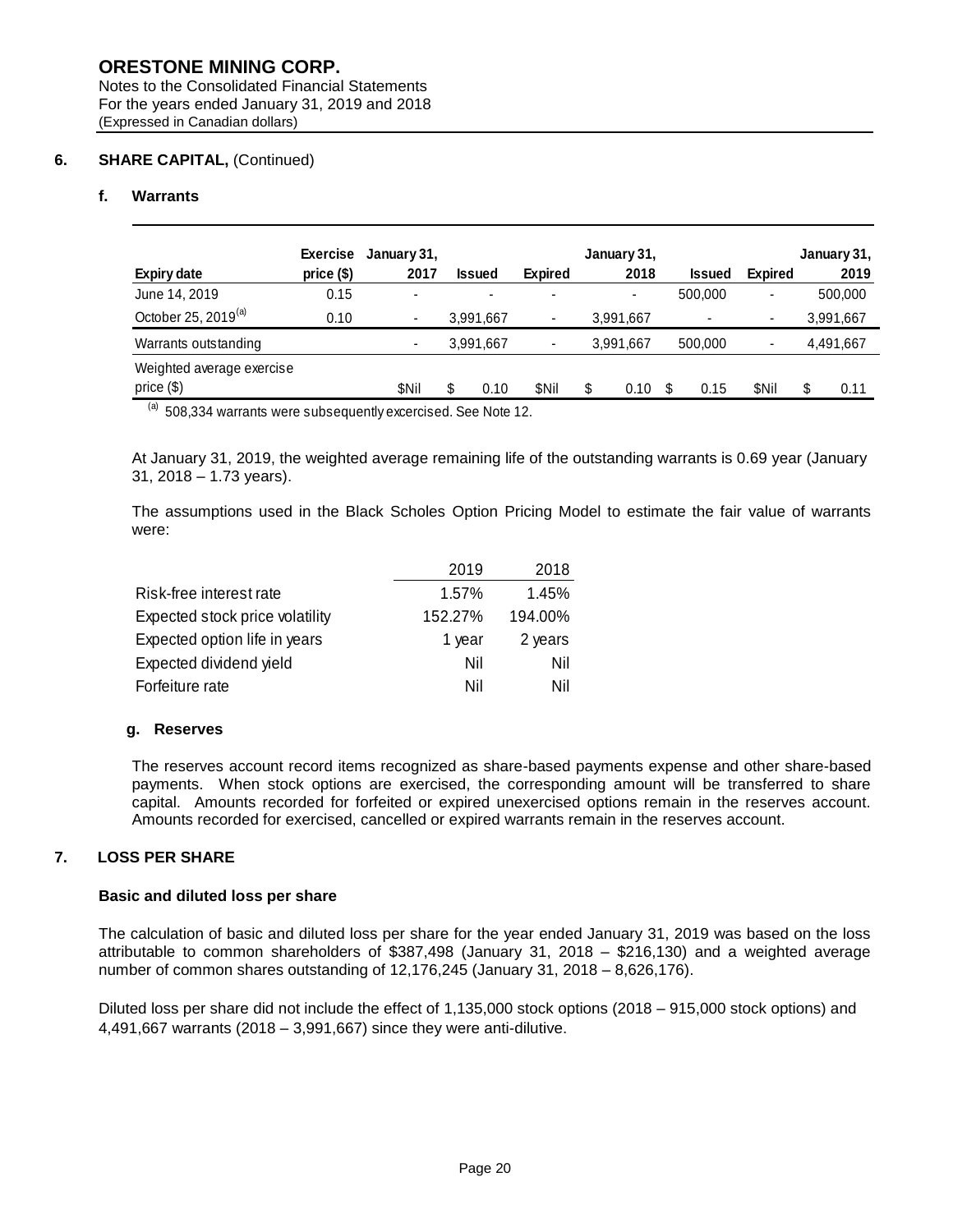**ORESTONE MINING CORP.**
Notes to the Consolidated Financial Statements
For the years ended January 31, 2019 and 2018
(Expressed in Canadian dollars)

## 6. SHARE CAPITAL, (Continued)

### f. Warrants

| Expiry date | Exercise price ($) | January 31, 2017 | Issued | Expired | January 31, 2018 | Issued | Expired | January 31, 2019 |
|---|---|---|---|---|---|---|---|---|
| June 14, 2019 | 0.15 | - | - | - | - | 500,000 | - | 500,000 |
| October 25, 2019[(a)] | 0.10 | - | 3,991,667 | - | 3,991,667 | - | - | 3,991,667 |
| Warrants outstanding | | - | 3,991,667 | - | 3,991,667 | 500,000 | - | 4,491,667 |
| Weighted average exercise price ($) | | $Nil | $ 0.10 | $Nil | $ 0.10 | $ 0.15 | $Nil | $ 0.11 |

[(a)] 508,334 warrants were subsequently excercised. See Note 12.

At January 31, 2019, the weighted average remaining life of the outstanding warrants is 0.69 year (January 31, 2018 – 1.73 years).

The assumptions used in the Black Scholes Option Pricing Model to estimate the fair value of warrants were:

| | 2019 | 2018 |
|---|---|---|
| Risk-free interest rate | 1.57% | 1.45% |
| Expected stock price volatility | 152.27% | 194.00% |
| Expected option life in years | 1 year | 2 years |
| Expected dividend yield | Nil | Nil |
| Forfeiture rate | Nil | Nil |

### g. Reserves

The reserves account record items recognized as share-based payments expense and other share-based payments. When stock options are exercised, the corresponding amount will be transferred to share capital. Amounts recorded for forfeited or expired unexercised options remain in the reserves account. Amounts recorded for exercised, cancelled or expired warrants remain in the reserves account.

## 7. LOSS PER SHARE

**Basic and diluted loss per share**

The calculation of basic and diluted loss per share for the year ended January 31, 2019 was based on the loss attributable to common shareholders of $387,498 (January 31, 2018 – $216,130) and a weighted average number of common shares outstanding of 12,176,245 (January 31, 2018 – 8,626,176).

Diluted loss per share did not include the effect of 1,135,000 stock options (2018 – 915,000 stock options) and 4,491,667 warrants (2018 – 3,991,667) since they were anti-dilutive.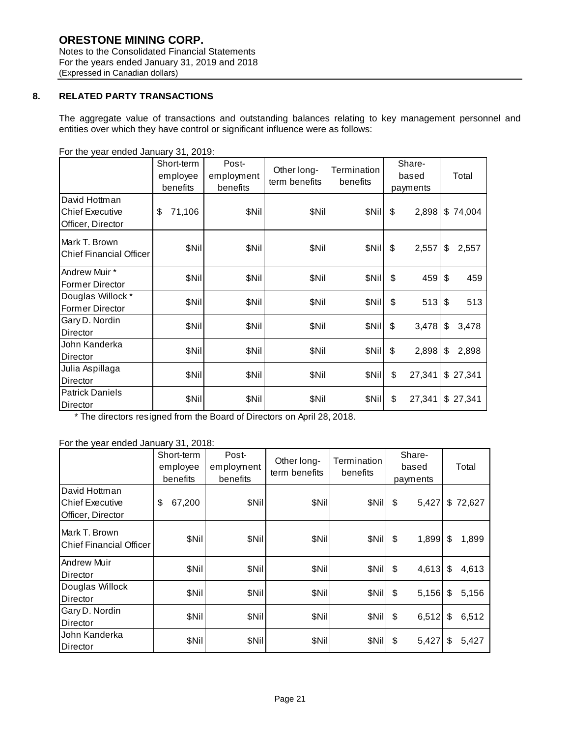**ORESTONE MINING CORP.**
Notes to the Consolidated Financial Statements
For the years ended January 31, 2019 and 2018
(Expressed in Canadian dollars)

## 8. RELATED PARTY TRANSACTIONS

The aggregate value of transactions and outstanding balances relating to key management personnel and entities over which they have control or significant influence were as follows:

For the year ended January 31, 2019:

| | Short-term employee benefits | Post-employment benefits | Other long-term benefits | Termination benefits | Share-based payments | Total |
|---|---|---|---|---|---|---|
| David Hottman Chief Executive Officer, Director | $ 71,106 | $Nil | $Nil | $Nil | $ 2,898 | $ 74,004 |
| Mark T. Brown Chief Financial Officer | $Nil | $Nil | $Nil | $Nil | $ 2,557 | $ 2,557 |
| Andrew Muir * Former Director | $Nil | $Nil | $Nil | $Nil | $ 459 | $ 459 |
| Douglas Willock * Former Director | $Nil | $Nil | $Nil | $Nil | $ 513 | $ 513 |
| Gary D. Nordin Director | $Nil | $Nil | $Nil | $Nil | $ 3,478 | $ 3,478 |
| John Kanderka Director | $Nil | $Nil | $Nil | $Nil | $ 2,898 | $ 2,898 |
| Julia Aspillaga Director | $Nil | $Nil | $Nil | $Nil | $ 27,341 | $ 27,341 |
| Patrick Daniels Director | $Nil | $Nil | $Nil | $Nil | $ 27,341 | $ 27,341 |

\* The directors resigned from the Board of Directors on April 28, 2018.

For the year ended January 31, 2018:

| | Short-term employee benefits | Post-employment benefits | Other long-term benefits | Termination benefits | Share-based payments | Total |
|---|---|---|---|---|---|---|
| David Hottman Chief Executive Officer, Director | $ 67,200 | $Nil | $Nil | $Nil | $ 5,427 | $ 72,627 |
| Mark T. Brown Chief Financial Officer | $Nil | $Nil | $Nil | $Nil | $ 1,899 | $ 1,899 |
| Andrew Muir Director | $Nil | $Nil | $Nil | $Nil | $ 4,613 | $ 4,613 |
| Douglas Willock Director | $Nil | $Nil | $Nil | $Nil | $ 5,156 | $ 5,156 |
| Gary D. Nordin Director | $Nil | $Nil | $Nil | $Nil | $ 6,512 | $ 6,512 |
| John Kanderka Director | $Nil | $Nil | $Nil | $Nil | $ 5,427 | $ 5,427 |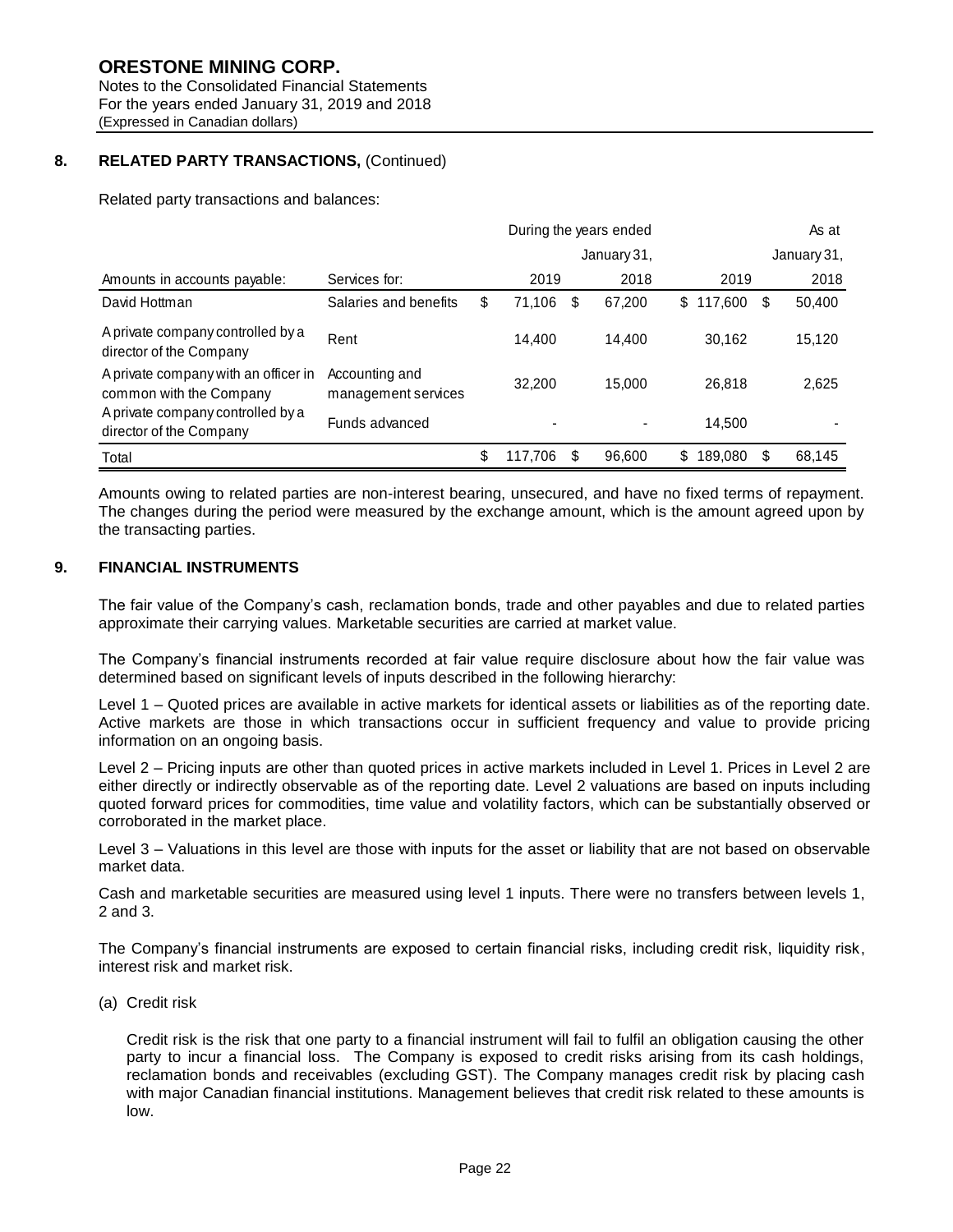**ORESTONE MINING CORP.**
Notes to the Consolidated Financial Statements
For the years ended January 31, 2019 and 2018
(Expressed in Canadian dollars)

## 8. RELATED PARTY TRANSACTIONS, (Continued)

Related party transactions and balances:

| | | During the years ended January 31, | | As at January 31, | |
|---|---|---|---|---|---|
| Amounts in accounts payable: | Services for: | 2019 | 2018 | 2019 | 2018 |
| David Hottman | Salaries and benefits | $ 71,106 | $ 67,200 | $ 117,600 | $ 50,400 |
| A private company controlled by a director of the Company | Rent | 14,400 | 14,400 | 30,162 | 15,120 |
| A private company with an officer in common with the Company | Accounting and management services | 32,200 | 15,000 | 26,818 | 2,625 |
| A private company controlled by a director of the Company | Funds advanced | - | - | 14,500 | - |
| Total | | $ 117,706 | $ 96,600 | $ 189,080 | $ 68,145 |

Amounts owing to related parties are non-interest bearing, unsecured, and have no fixed terms of repayment. The changes during the period were measured by the exchange amount, which is the amount agreed upon by the transacting parties.

## 9. FINANCIAL INSTRUMENTS

The fair value of the Company's cash, reclamation bonds, trade and other payables and due to related parties approximate their carrying values. Marketable securities are carried at market value.

The Company's financial instruments recorded at fair value require disclosure about how the fair value was determined based on significant levels of inputs described in the following hierarchy:

Level 1 – Quoted prices are available in active markets for identical assets or liabilities as of the reporting date. Active markets are those in which transactions occur in sufficient frequency and value to provide pricing information on an ongoing basis.

Level 2 – Pricing inputs are other than quoted prices in active markets included in Level 1. Prices in Level 2 are either directly or indirectly observable as of the reporting date. Level 2 valuations are based on inputs including quoted forward prices for commodities, time value and volatility factors, which can be substantially observed or corroborated in the market place.

Level 3 – Valuations in this level are those with inputs for the asset or liability that are not based on observable market data.

Cash and marketable securities are measured using level 1 inputs. There were no transfers between levels 1, 2 and 3.

The Company's financial instruments are exposed to certain financial risks, including credit risk, liquidity risk, interest risk and market risk.

(a) Credit risk

Credit risk is the risk that one party to a financial instrument will fail to fulfil an obligation causing the other party to incur a financial loss. The Company is exposed to credit risks arising from its cash holdings, reclamation bonds and receivables (excluding GST). The Company manages credit risk by placing cash with major Canadian financial institutions. Management believes that credit risk related to these amounts is low.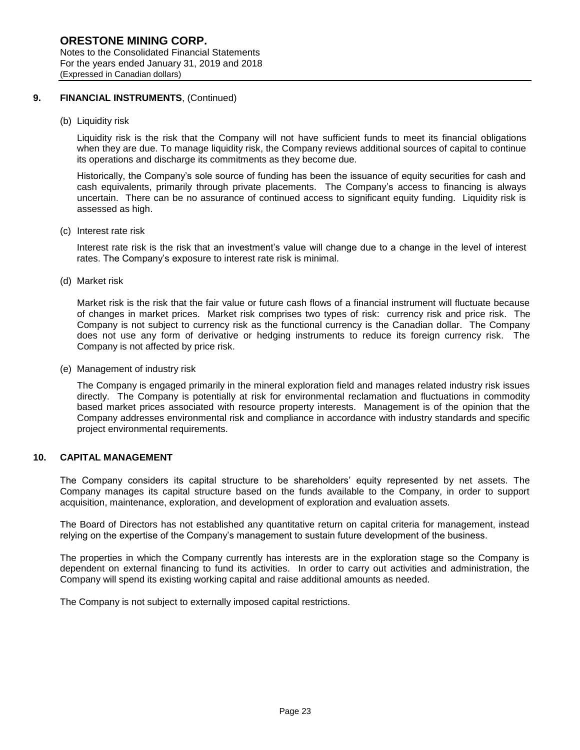## 9. FINANCIAL INSTRUMENTS, (Continued)

(b) Liquidity risk

Liquidity risk is the risk that the Company will not have sufficient funds to meet its financial obligations when they are due. To manage liquidity risk, the Company reviews additional sources of capital to continue its operations and discharge its commitments as they become due.

Historically, the Company's sole source of funding has been the issuance of equity securities for cash and cash equivalents, primarily through private placements. The Company's access to financing is always uncertain. There can be no assurance of continued access to significant equity funding. Liquidity risk is assessed as high.

(c) Interest rate risk

Interest rate risk is the risk that an investment's value will change due to a change in the level of interest rates. The Company's exposure to interest rate risk is minimal.

(d) Market risk

Market risk is the risk that the fair value or future cash flows of a financial instrument will fluctuate because of changes in market prices. Market risk comprises two types of risk: currency risk and price risk. The Company is not subject to currency risk as the functional currency is the Canadian dollar. The Company does not use any form of derivative or hedging instruments to reduce its foreign currency risk. The Company is not affected by price risk.

(e) Management of industry risk

The Company is engaged primarily in the mineral exploration field and manages related industry risk issues directly. The Company is potentially at risk for environmental reclamation and fluctuations in commodity based market prices associated with resource property interests. Management is of the opinion that the Company addresses environmental risk and compliance in accordance with industry standards and specific project environmental requirements.

## 10. CAPITAL MANAGEMENT

The Company considers its capital structure to be shareholders' equity represented by net assets. The Company manages its capital structure based on the funds available to the Company, in order to support acquisition, maintenance, exploration, and development of exploration and evaluation assets.

The Board of Directors has not established any quantitative return on capital criteria for management, instead relying on the expertise of the Company's management to sustain future development of the business.

The properties in which the Company currently has interests are in the exploration stage so the Company is dependent on external financing to fund its activities. In order to carry out activities and administration, the Company will spend its existing working capital and raise additional amounts as needed.

The Company is not subject to externally imposed capital restrictions.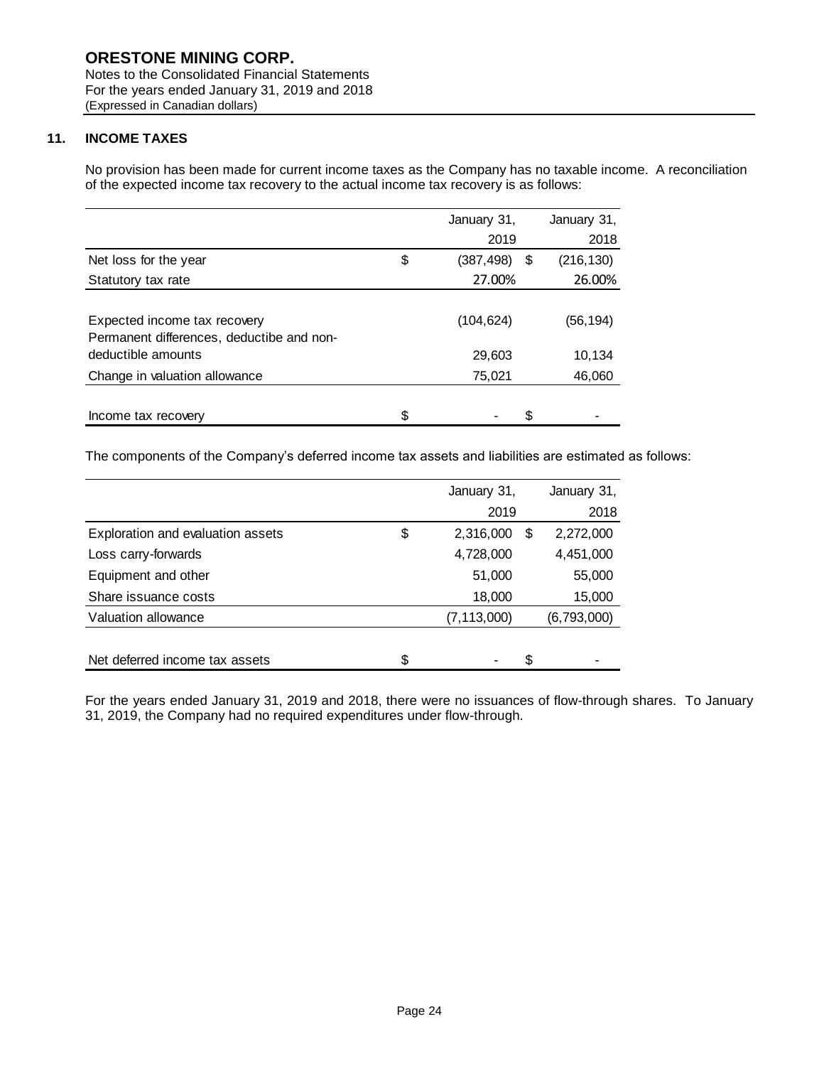## 11. INCOME TAXES

No provision has been made for current income taxes as the Company has no taxable income. A reconciliation of the expected income tax recovery to the actual income tax recovery is as follows:

| | January 31, 2019 | January 31, 2018 |
|---|---|---|
| Net loss for the year | $ (387,498) | $ (216,130) |
| Statutory tax rate | 27.00% | 26.00% |
| Expected income tax recovery | (104,624) | (56,194) |
| Permanent differences, deductibe and non-deductible amounts | 29,603 | 10,134 |
| Change in valuation allowance | 75,021 | 46,060 |
| Income tax recovery | $ - | $ - |

The components of the Company's deferred income tax assets and liabilities are estimated as follows:

| | January 31, 2019 | January 31, 2018 |
|---|---|---|
| Exploration and evaluation assets | $ 2,316,000 | $ 2,272,000 |
| Loss carry-forwards | 4,728,000 | 4,451,000 |
| Equipment and other | 51,000 | 55,000 |
| Share issuance costs | 18,000 | 15,000 |
| Valuation allowance | (7,113,000) | (6,793,000) |
| Net deferred income tax assets | $ - | $ - |

For the years ended January 31, 2019 and 2018, there were no issuances of flow-through shares. To January 31, 2019, the Company had no required expenditures under flow-through.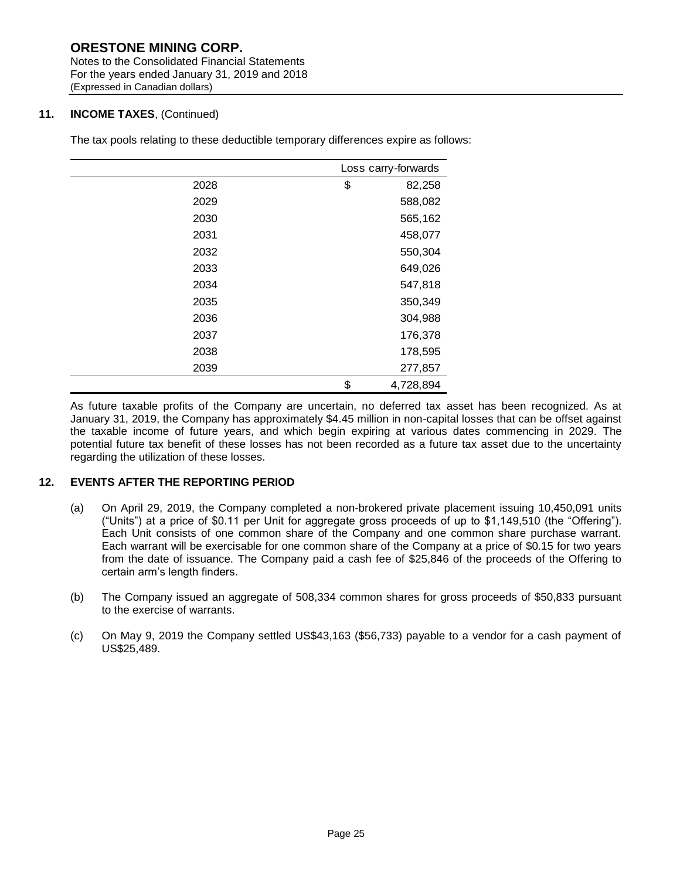## 11. INCOME TAXES, (Continued)

The tax pools relating to these deductible temporary differences expire as follows:

| | Loss carry-forwards |
|---|---|
| 2028 | $ 82,258 |
| 2029 | 588,082 |
| 2030 | 565,162 |
| 2031 | 458,077 |
| 2032 | 550,304 |
| 2033 | 649,026 |
| 2034 | 547,818 |
| 2035 | 350,349 |
| 2036 | 304,988 |
| 2037 | 176,378 |
| 2038 | 178,595 |
| 2039 | 277,857 |
| | $ 4,728,894 |

As future taxable profits of the Company are uncertain, no deferred tax asset has been recognized. As at January 31, 2019, the Company has approximately $4.45 million in non-capital losses that can be offset against the taxable income of future years, and which begin expiring at various dates commencing in 2029. The potential future tax benefit of these losses has not been recorded as a future tax asset due to the uncertainty regarding the utilization of these losses.

## 12. EVENTS AFTER THE REPORTING PERIOD

(a) On April 29, 2019, the Company completed a non-brokered private placement issuing 10,450,091 units ("Units") at a price of $0.11 per Unit for aggregate gross proceeds of up to $1,149,510 (the "Offering"). Each Unit consists of one common share of the Company and one common share purchase warrant. Each warrant will be exercisable for one common share of the Company at a price of $0.15 for two years from the date of issuance. The Company paid a cash fee of $25,846 of the proceeds of the Offering to certain arm's length finders.

(b) The Company issued an aggregate of 508,334 common shares for gross proceeds of $50,833 pursuant to the exercise of warrants.

(c) On May 9, 2019 the Company settled US$43,163 ($56,733) payable to a vendor for a cash payment of US$25,489.